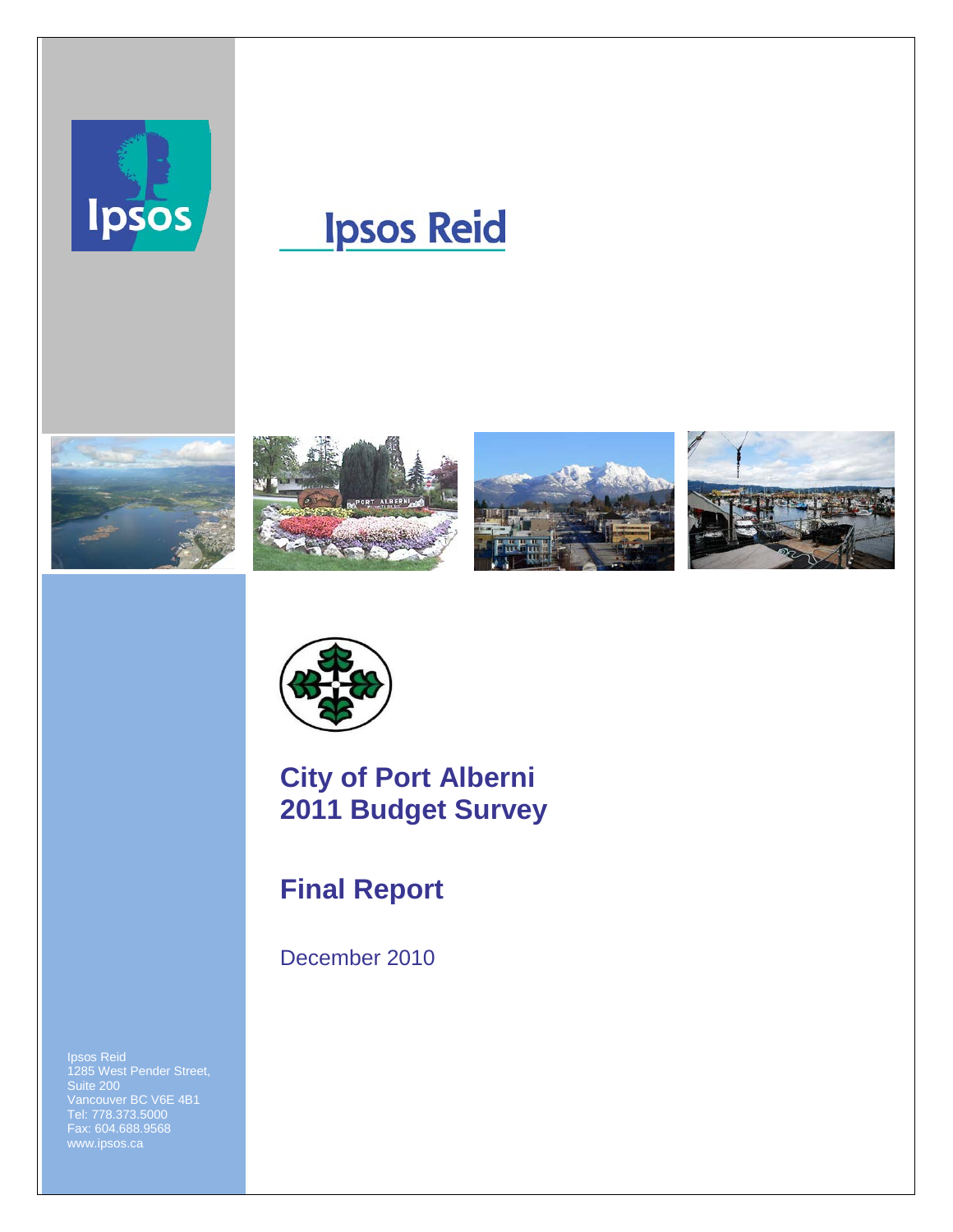Ipsos Reid

# City of Port Alberni 2011 Budget Survey

## Final Report

December 2010

Ipsos Reid
1285 West Pender Street,
Suite 200
Vancouver BC V6E 4B1
Tel: 778.373.5000
Fax: 604.688.9568
www.ipsos.ca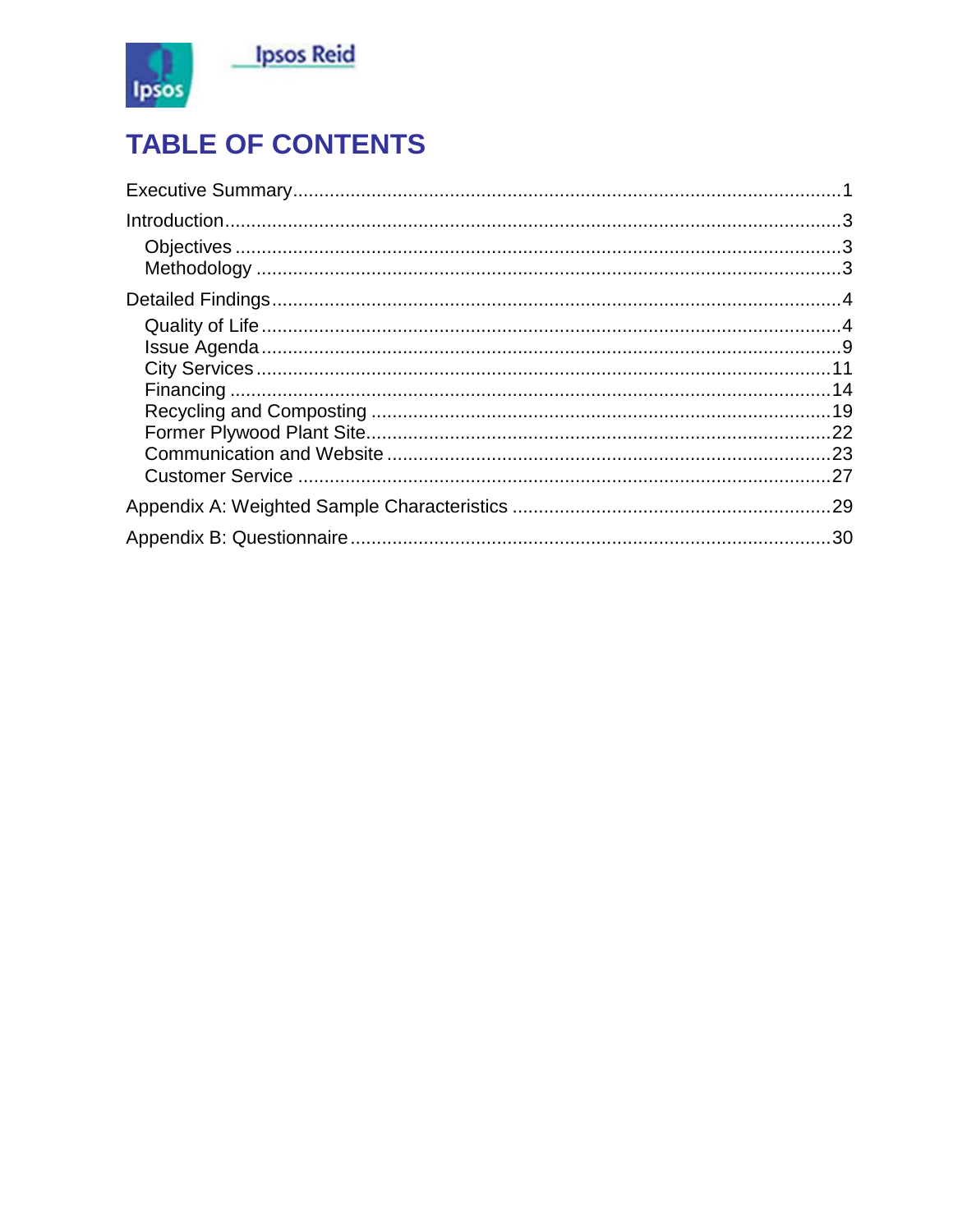# TABLE OF CONTENTS

Executive Summary........................................................................................................1

Introduction....................................................................................................................3
- Objectives ..................................................................................................................3
- Methodology ..............................................................................................................3

Detailed Findings...........................................................................................................4
- Quality of Life .............................................................................................................4
- Issue Agenda ..............................................................................................................9
- City Services .............................................................................................................11
- Financing .................................................................................................................14
- Recycling and Composting .......................................................................................19
- Former Plywood Plant Site........................................................................................22
- Communication and Website ....................................................................................23
- Customer Service .....................................................................................................27

Appendix A: Weighted Sample Characteristics ............................................................29

Appendix B: Questionnaire ...........................................................................................30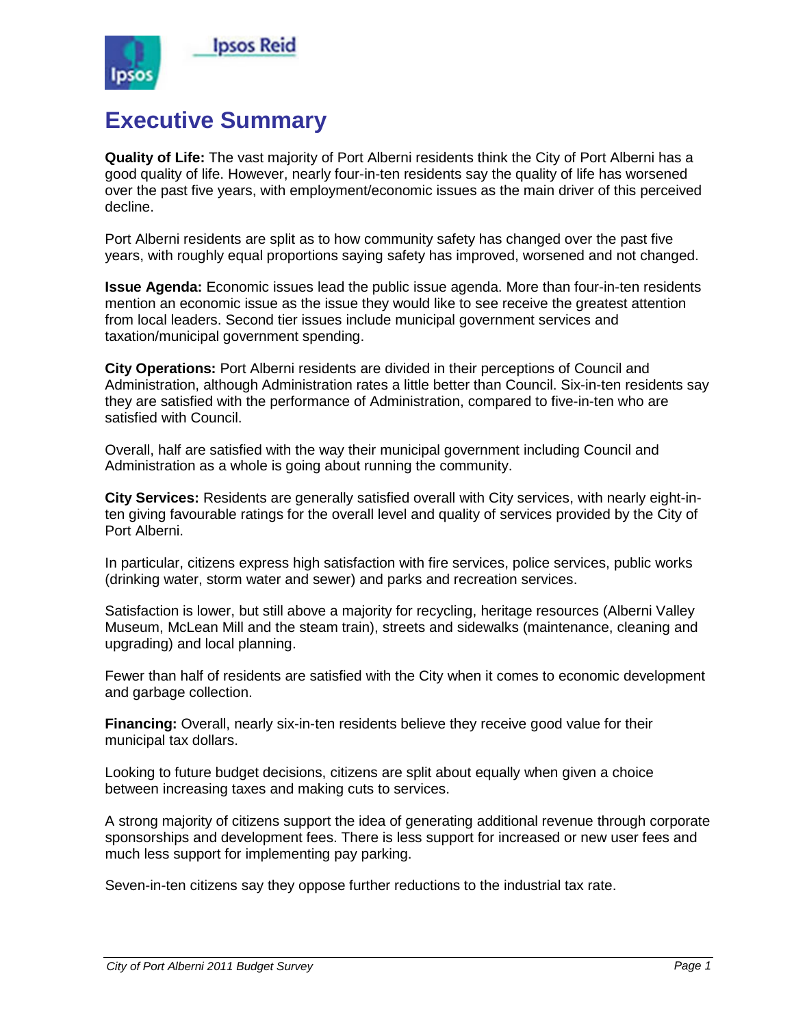# Executive Summary

**Quality of Life:** The vast majority of Port Alberni residents think the City of Port Alberni has a good quality of life. However, nearly four-in-ten residents say the quality of life has worsened over the past five years, with employment/economic issues as the main driver of this perceived decline.

Port Alberni residents are split as to how community safety has changed over the past five years, with roughly equal proportions saying safety has improved, worsened and not changed.

**Issue Agenda:** Economic issues lead the public issue agenda. More than four-in-ten residents mention an economic issue as the issue they would like to see receive the greatest attention from local leaders. Second tier issues include municipal government services and taxation/municipal government spending.

**City Operations:** Port Alberni residents are divided in their perceptions of Council and Administration, although Administration rates a little better than Council. Six-in-ten residents say they are satisfied with the performance of Administration, compared to five-in-ten who are satisfied with Council.

Overall, half are satisfied with the way their municipal government including Council and Administration as a whole is going about running the community.

**City Services:** Residents are generally satisfied overall with City services, with nearly eight-in-ten giving favourable ratings for the overall level and quality of services provided by the City of Port Alberni.

In particular, citizens express high satisfaction with fire services, police services, public works (drinking water, storm water and sewer) and parks and recreation services.

Satisfaction is lower, but still above a majority for recycling, heritage resources (Alberni Valley Museum, McLean Mill and the steam train), streets and sidewalks (maintenance, cleaning and upgrading) and local planning.

Fewer than half of residents are satisfied with the City when it comes to economic development and garbage collection.

**Financing:** Overall, nearly six-in-ten residents believe they receive good value for their municipal tax dollars.

Looking to future budget decisions, citizens are split about equally when given a choice between increasing taxes and making cuts to services.

A strong majority of citizens support the idea of generating additional revenue through corporate sponsorships and development fees. There is less support for increased or new user fees and much less support for implementing pay parking.

Seven-in-ten citizens say they oppose further reductions to the industrial tax rate.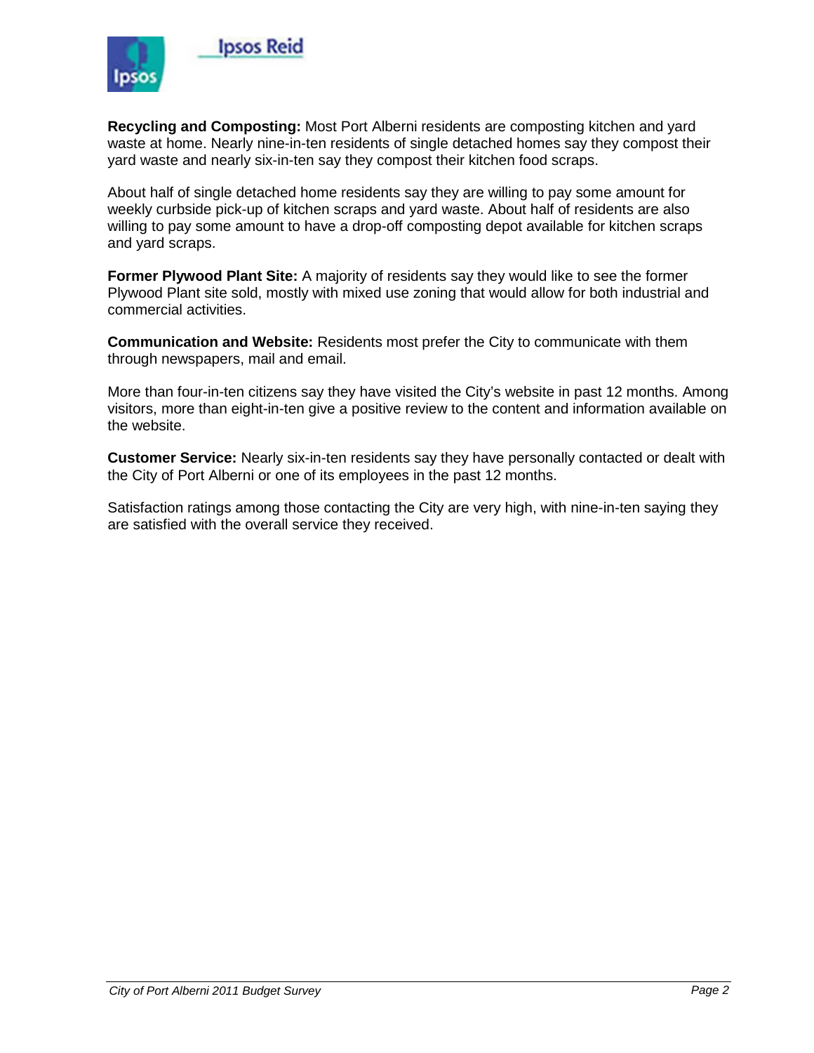**Recycling and Composting:** Most Port Alberni residents are composting kitchen and yard waste at home. Nearly nine-in-ten residents of single detached homes say they compost their yard waste and nearly six-in-ten say they compost their kitchen food scraps.

About half of single detached home residents say they are willing to pay some amount for weekly curbside pick-up of kitchen scraps and yard waste. About half of residents are also willing to pay some amount to have a drop-off composting depot available for kitchen scraps and yard scraps.

**Former Plywood Plant Site:** A majority of residents say they would like to see the former Plywood Plant site sold, mostly with mixed use zoning that would allow for both industrial and commercial activities.

**Communication and Website:** Residents most prefer the City to communicate with them through newspapers, mail and email.

More than four-in-ten citizens say they have visited the City's website in past 12 months. Among visitors, more than eight-in-ten give a positive review to the content and information available on the website.

**Customer Service:** Nearly six-in-ten residents say they have personally contacted or dealt with the City of Port Alberni or one of its employees in the past 12 months.

Satisfaction ratings among those contacting the City are very high, with nine-in-ten saying they are satisfied with the overall service they received.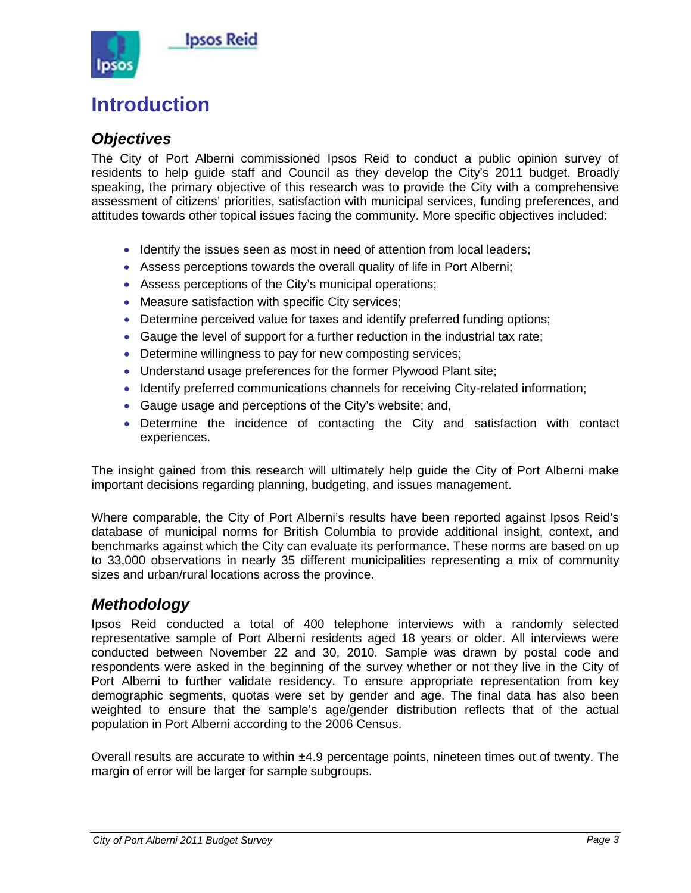# Introduction

## *Objectives*

The City of Port Alberni commissioned Ipsos Reid to conduct a public opinion survey of residents to help guide staff and Council as they develop the City's 2011 budget. Broadly speaking, the primary objective of this research was to provide the City with a comprehensive assessment of citizens' priorities, satisfaction with municipal services, funding preferences, and attitudes towards other topical issues facing the community. More specific objectives included:

- Identify the issues seen as most in need of attention from local leaders;
- Assess perceptions towards the overall quality of life in Port Alberni;
- Assess perceptions of the City's municipal operations;
- Measure satisfaction with specific City services;
- Determine perceived value for taxes and identify preferred funding options;
- Gauge the level of support for a further reduction in the industrial tax rate;
- Determine willingness to pay for new composting services;
- Understand usage preferences for the former Plywood Plant site;
- Identify preferred communications channels for receiving City-related information;
- Gauge usage and perceptions of the City's website; and,
- Determine the incidence of contacting the City and satisfaction with contact experiences.

The insight gained from this research will ultimately help guide the City of Port Alberni make important decisions regarding planning, budgeting, and issues management.

Where comparable, the City of Port Alberni's results have been reported against Ipsos Reid's database of municipal norms for British Columbia to provide additional insight, context, and benchmarks against which the City can evaluate its performance. These norms are based on up to 33,000 observations in nearly 35 different municipalities representing a mix of community sizes and urban/rural locations across the province.

## *Methodology*

Ipsos Reid conducted a total of 400 telephone interviews with a randomly selected representative sample of Port Alberni residents aged 18 years or older. All interviews were conducted between November 22 and 30, 2010. Sample was drawn by postal code and respondents were asked in the beginning of the survey whether or not they live in the City of Port Alberni to further validate residency. To ensure appropriate representation from key demographic segments, quotas were set by gender and age. The final data has also been weighted to ensure that the sample's age/gender distribution reflects that of the actual population in Port Alberni according to the 2006 Census.

Overall results are accurate to within ±4.9 percentage points, nineteen times out of twenty. The margin of error will be larger for sample subgroups.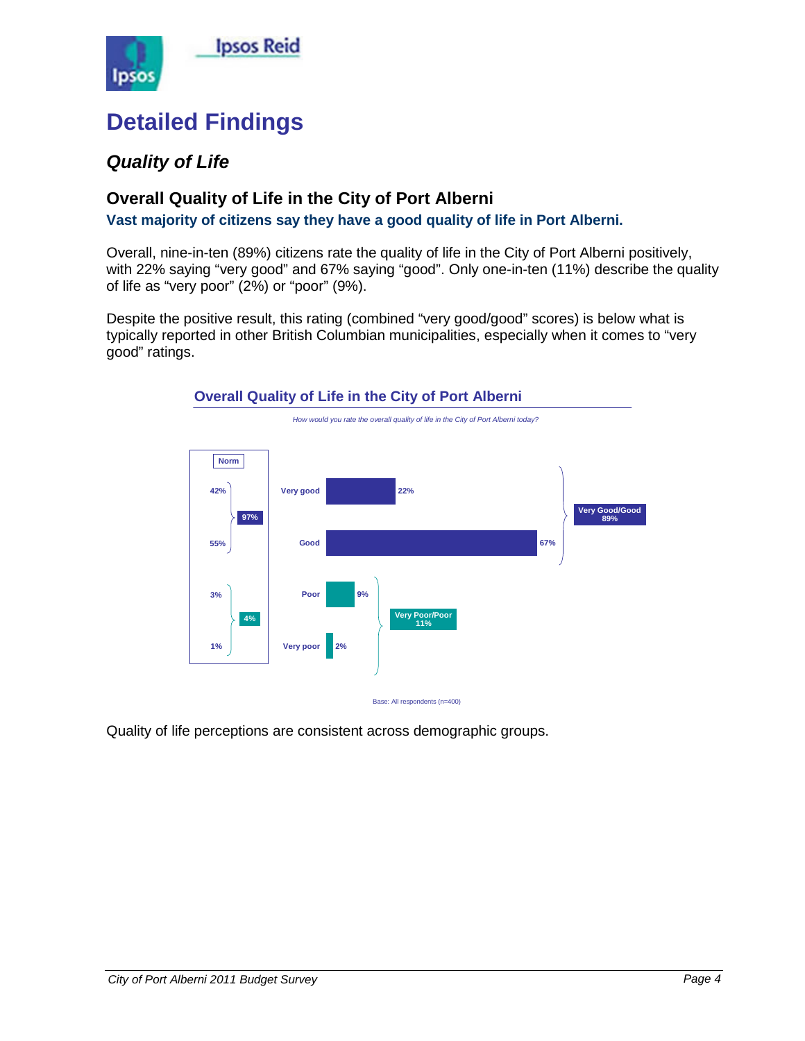# Detailed Findings

## *Quality of Life*

### Overall Quality of Life in the City of Port Alberni

**Vast majority of citizens say they have a good quality of life in Port Alberni.**

Overall, nine-in-ten (89%) citizens rate the quality of life in the City of Port Alberni positively, with 22% saying "very good" and 67% saying "good". Only one-in-ten (11%) describe the quality of life as "very poor" (2%) or "poor" (9%).

Despite the positive result, this rating (combined "very good/good" scores) is below what is typically reported in other British Columbian municipalities, especially when it comes to "very good" ratings.

**Overall Quality of Life in the City of Port Alberni**

*How would you rate the overall quality of life in the City of Port Alberni today?*

| | Port Alberni | Norm |
|---|---|---|
| Very good | 22% | 42% |
| Good | 67% | 55% |
| **Very Good/Good** | **89%** | **97%** |
| Poor | 9% | 3% |
| Very poor | 2% | 1% |
| **Very Poor/Poor** | **11%** | **4%** |

Base: All respondents (n=400)

Quality of life perceptions are consistent across demographic groups.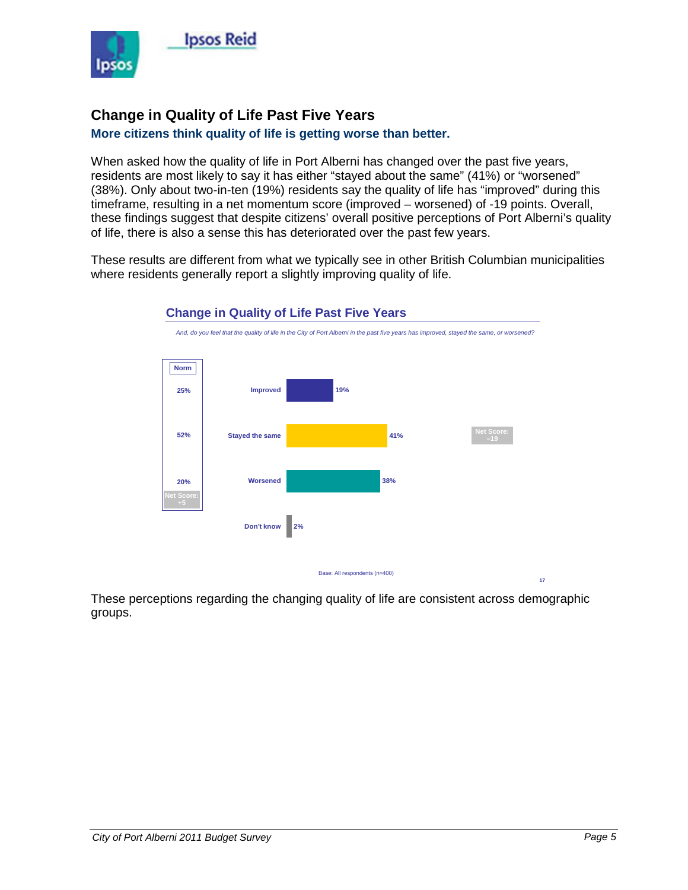## Change in Quality of Life Past Five Years

### More citizens think quality of life is getting worse than better.

When asked how the quality of life in Port Alberni has changed over the past five years, residents are most likely to say it has either "stayed about the same" (41%) or "worsened" (38%). Only about two-in-ten (19%) residents say the quality of life has "improved" during this timeframe, resulting in a net momentum score (improved – worsened) of -19 points. Overall, these findings suggest that despite citizens' overall positive perceptions of Port Alberni's quality of life, there is also a sense this has deteriorated over the past few years.

These results are different from what we typically see in other British Columbian municipalities where residents generally report a slightly improving quality of life.

**Change in Quality of Life Past Five Years**

*And, do you feel that the quality of life in the City of Port Alberni in the past five years has improved, stayed the same, or worsened?*

| | Port Alberni | Norm |
|---|---|---|
| Improved | 19% | 25% |
| Stayed the same | 41% | 52% |
| Worsened | 38% | 20% |
| Don't know | 2% | |
| Net Score | -19 | +5 |

Base: All respondents (n=400)

These perceptions regarding the changing quality of life are consistent across demographic groups.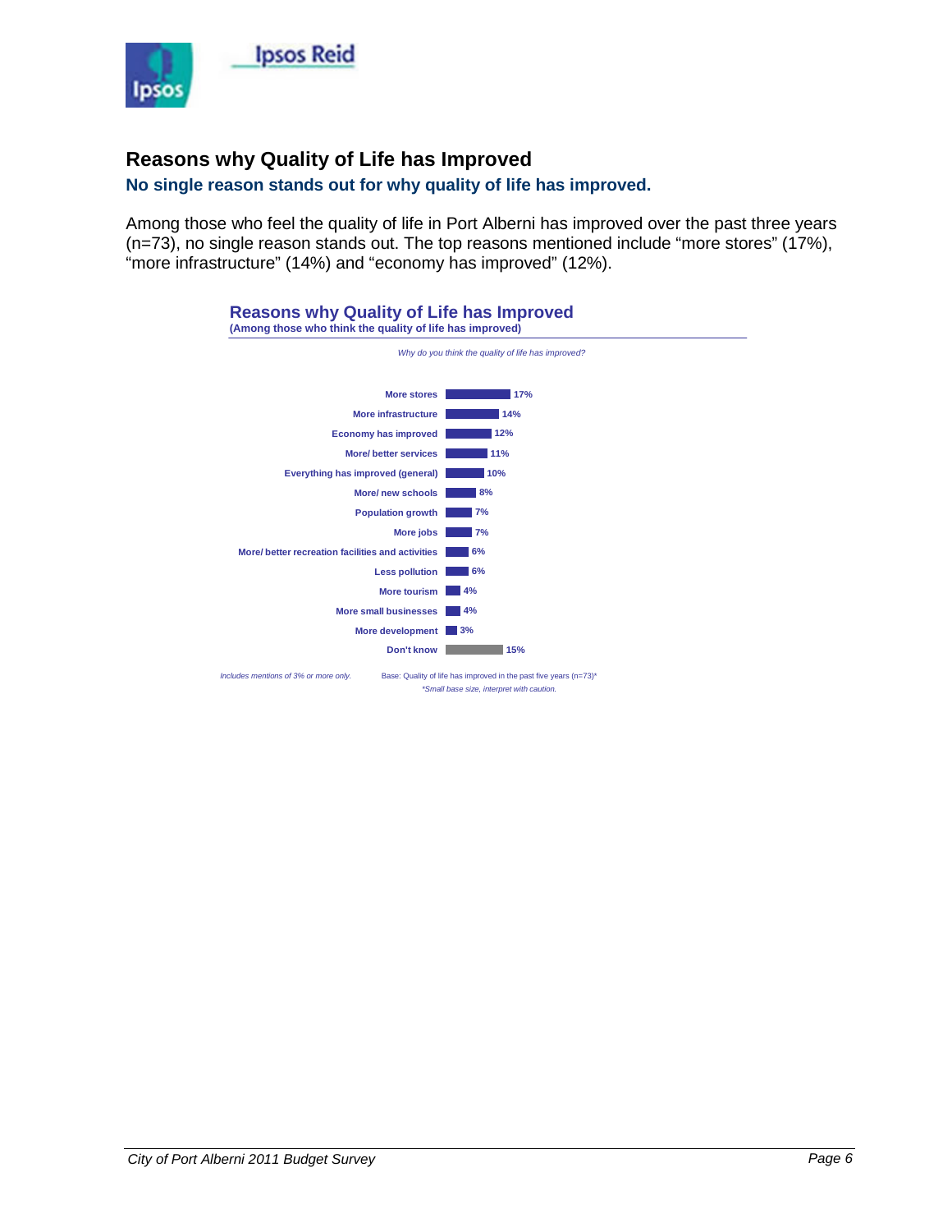## Reasons why Quality of Life has Improved

**No single reason stands out for why quality of life has improved.**

Among those who feel the quality of life in Port Alberni has improved over the past three years (n=73), no single reason stands out. The top reasons mentioned include “more stores” (17%), “more infrastructure” (14%) and “economy has improved” (12%).

**Reasons why Quality of Life has Improved**
**(Among those who think the quality of life has improved)**

*Why do you think the quality of life has improved?*

| Reason | % |
|---|---|
| More stores | 17% |
| More infrastructure | 14% |
| Economy has improved | 12% |
| More/ better services | 11% |
| Everything has improved (general) | 10% |
| More/ new schools | 8% |
| Population growth | 7% |
| More jobs | 7% |
| More/ better recreation facilities and activities | 6% |
| Less pollution | 6% |
| More tourism | 4% |
| More small businesses | 4% |
| More development | 3% |
| Don't know | 15% |

*Includes mentions of 3% or more only.*

Base: Quality of life has improved in the past five years (n=73)*

*\*Small base size, interpret with caution.*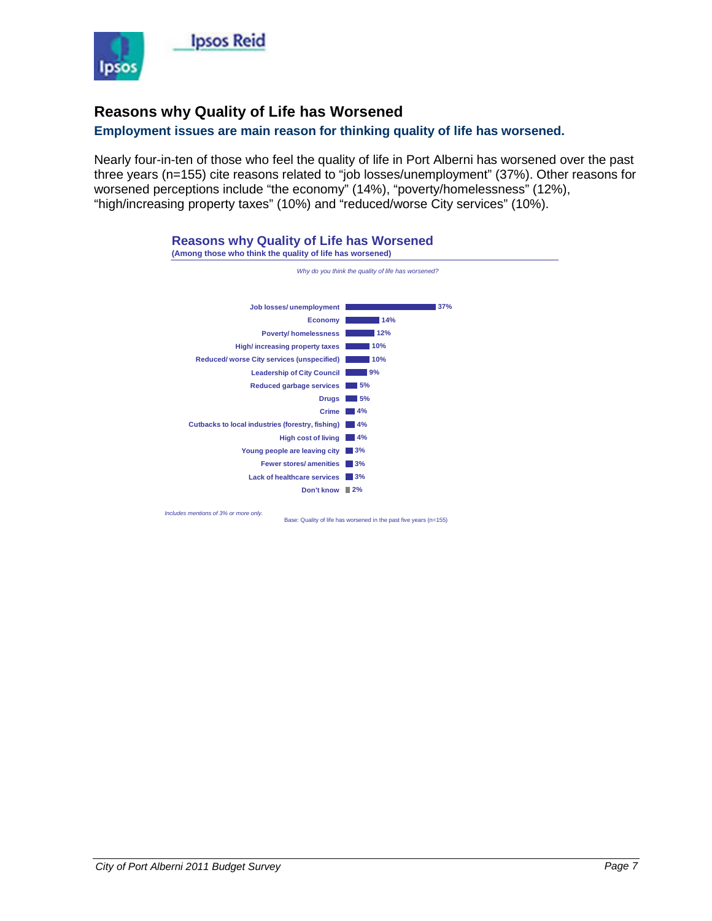## Reasons why Quality of Life has Worsened

**Employment issues are main reason for thinking quality of life has worsened.**

Nearly four-in-ten of those who feel the quality of life in Port Alberni has worsened over the past three years (n=155) cite reasons related to "job losses/unemployment" (37%). Other reasons for worsened perceptions include "the economy" (14%), "poverty/homelessness" (12%), "high/increasing property taxes" (10%) and "reduced/worse City services" (10%).

### Reasons why Quality of Life has Worsened

**(Among those who think the quality of life has worsened)**

*Why do you think the quality of life has worsened?*

| Reason | % |
|---|---|
| Job losses/ unemployment | 37% |
| Economy | 14% |
| Poverty/ homelessness | 12% |
| High/ increasing property taxes | 10% |
| Reduced/ worse City services (unspecified) | 10% |
| Leadership of City Council | 9% |
| Reduced garbage services | 5% |
| Drugs | 5% |
| Crime | 4% |
| Cutbacks to local industries (forestry, fishing) | 4% |
| High cost of living | 4% |
| Young people are leaving city | 3% |
| Fewer stores/ amenities | 3% |
| Lack of healthcare services | 3% |
| Don't know | 2% |

*Includes mentions of 3% or more only.*

Base: Quality of life has worsened in the past five years (n=155)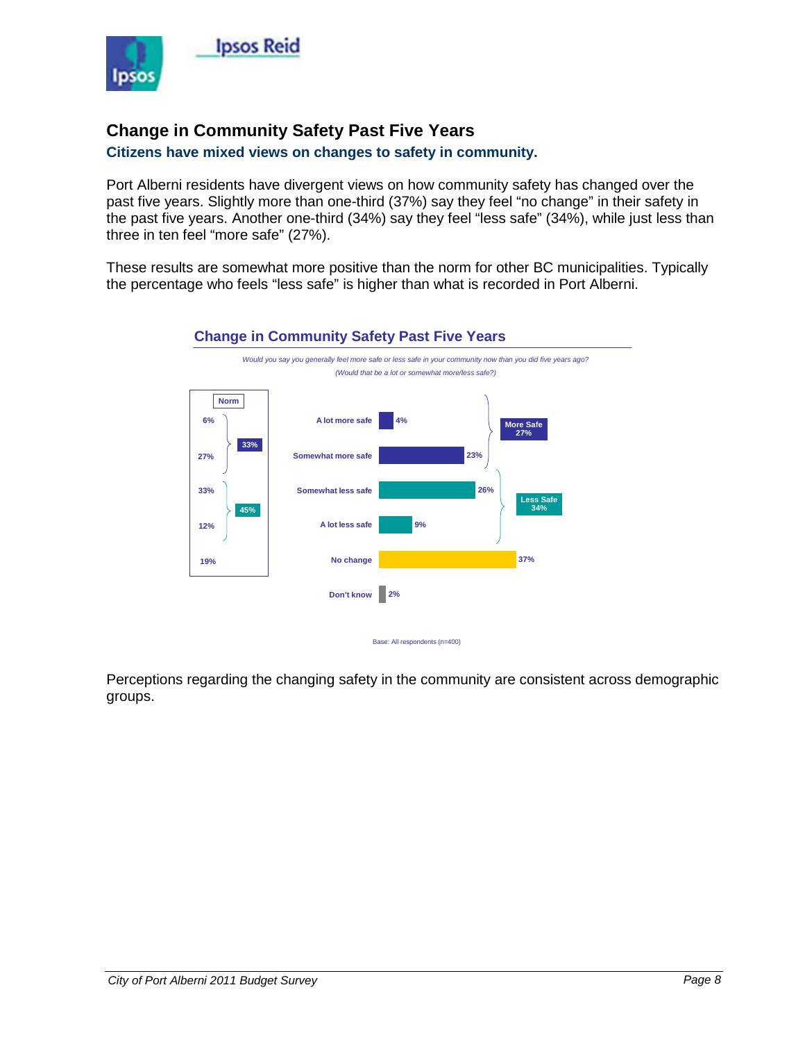## Change in Community Safety Past Five Years

### Citizens have mixed views on changes to safety in community.

Port Alberni residents have divergent views on how community safety has changed over the past five years. Slightly more than one-third (37%) say they feel "no change" in their safety in the past five years. Another one-third (34%) say they feel "less safe" (34%), while just less than three in ten feel "more safe" (27%).

These results are somewhat more positive than the norm for other BC municipalities. Typically the percentage who feels "less safe" is higher than what is recorded in Port Alberni.

**Change in Community Safety Past Five Years**

*Would you say you generally feel more safe or less safe in your community now than you did five years ago? (Would that be a lot or somewhat more/less safe?)*

| Response | Port Alberni | Norm |
|---|---|---|
| A lot more safe | 4% | 6% |
| Somewhat more safe | 23% | 27% |
| **More Safe (total)** | **27%** | **33%** |
| Somewhat less safe | 26% | 33% |
| A lot less safe | 9% | 12% |
| **Less Safe (total)** | **34%** | **45%** |
| No change | 37% | 19% |
| Don't know | 2% | |

Base: All respondents (n=400)

Perceptions regarding the changing safety in the community are consistent across demographic groups.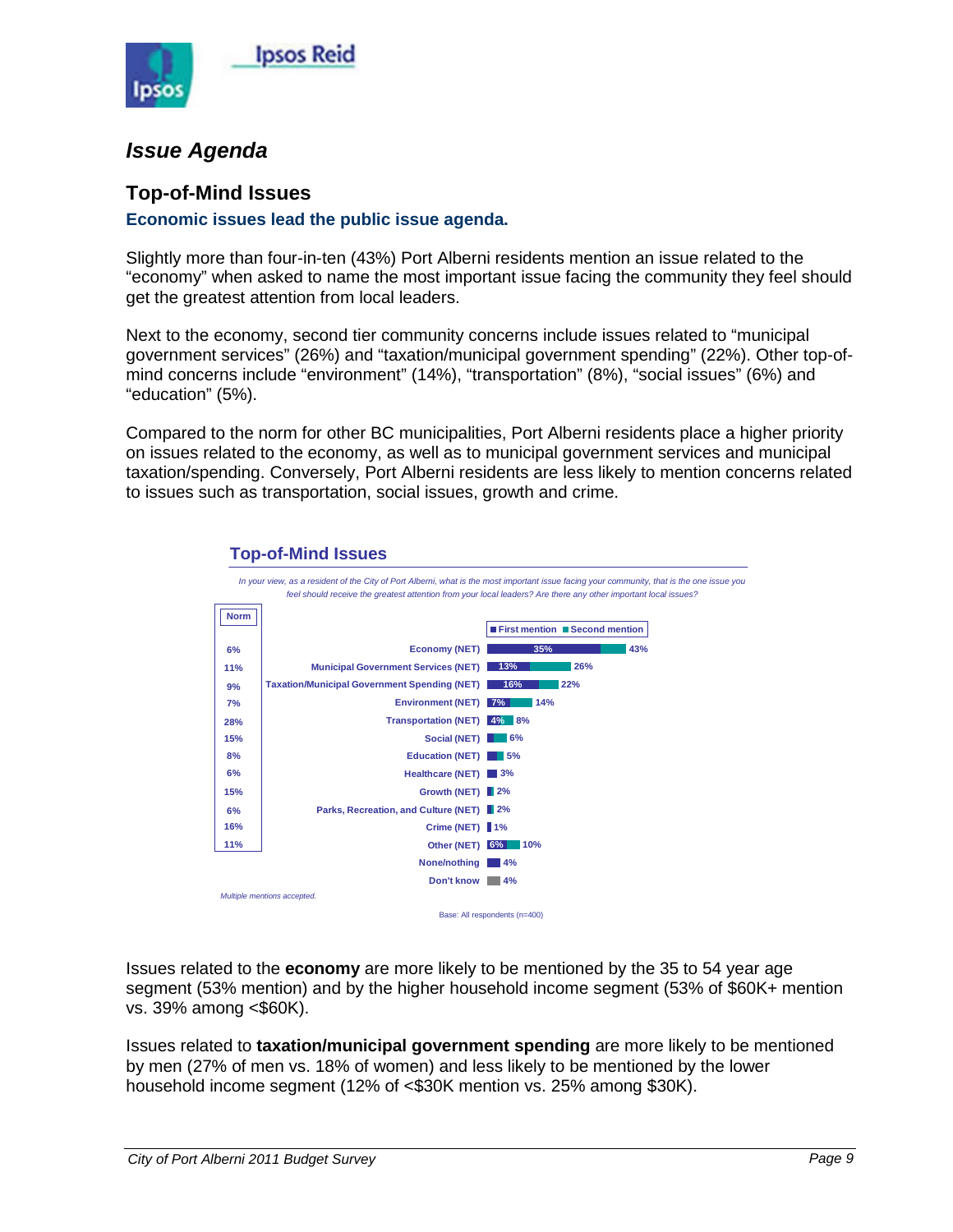## Issue Agenda

### Top-of-Mind Issues

**Economic issues lead the public issue agenda.**

Slightly more than four-in-ten (43%) Port Alberni residents mention an issue related to the "economy" when asked to name the most important issue facing the community they feel should get the greatest attention from local leaders.

Next to the economy, second tier community concerns include issues related to "municipal government services" (26%) and "taxation/municipal government spending" (22%). Other top-of-mind concerns include "environment" (14%), "transportation" (8%), "social issues" (6%) and "education" (5%).

Compared to the norm for other BC municipalities, Port Alberni residents place a higher priority on issues related to the economy, as well as to municipal government services and municipal taxation/spending. Conversely, Port Alberni residents are less likely to mention concerns related to issues such as transportation, social issues, growth and crime.

**Top-of-Mind Issues**

*In your view, as a resident of the City of Port Alberni, what is the most important issue facing your community, that is the one issue you feel should receive the greatest attention from your local leaders? Are there any other important local issues?*

| Norm | Issue | First mention | Total (First + Second mention) |
|---|---|---|---|
| 6% | Economy (NET) | 35% | 43% |
| 11% | Municipal Government Services (NET) | 13% | 26% |
| 9% | Taxation/Municipal Government Spending (NET) | 16% | 22% |
| 7% | Environment (NET) | 7% | 14% |
| 28% | Transportation (NET) | 4% | 8% |
| 15% | Social (NET) | | 6% |
| 8% | Education (NET) | | 5% |
| 6% | Healthcare (NET) | | 3% |
| 15% | Growth (NET) | | 2% |
| 6% | Parks, Recreation, and Culture (NET) | | 2% |
| 16% | Crime (NET) | | 1% |
| 11% | Other (NET) | 6% | 10% |
| | None/nothing | | 4% |
| | Don't know | | 4% |

*Multiple mentions accepted.*

Base: All respondents (n=400)

Issues related to the **economy** are more likely to be mentioned by the 35 to 54 year age segment (53% mention) and by the higher household income segment (53% of $60K+ mention vs. 39% among <$60K).

Issues related to **taxation/municipal government spending** are more likely to be mentioned by men (27% of men vs. 18% of women) and less likely to be mentioned by the lower household income segment (12% of <$30K mention vs. 25% among $30K).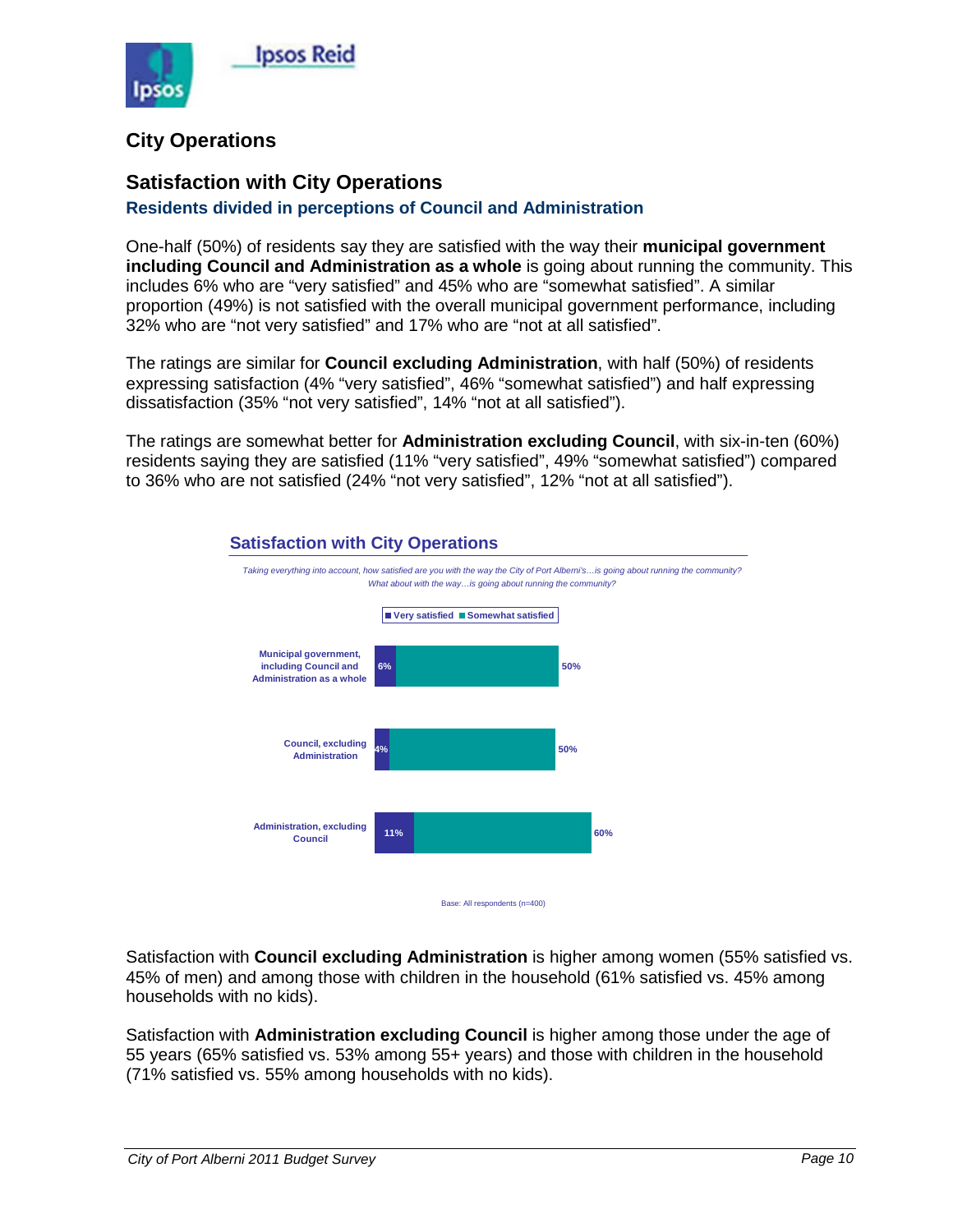# City Operations

## Satisfaction with City Operations

### Residents divided in perceptions of Council and Administration

One-half (50%) of residents say they are satisfied with the way their **municipal government including Council and Administration as a whole** is going about running the community. This includes 6% who are "very satisfied" and 45% who are "somewhat satisfied". A similar proportion (49%) is not satisfied with the overall municipal government performance, including 32% who are "not very satisfied" and 17% who are "not at all satisfied".

The ratings are similar for **Council excluding Administration**, with half (50%) of residents expressing satisfaction (4% "very satisfied", 46% "somewhat satisfied") and half expressing dissatisfaction (35% "not very satisfied", 14% "not at all satisfied").

The ratings are somewhat better for **Administration excluding Council**, with six-in-ten (60%) residents saying they are satisfied (11% "very satisfied", 49% "somewhat satisfied") compared to 36% who are not satisfied (24% "not very satisfied", 12% "not at all satisfied").

**Satisfaction with City Operations**

*Taking everything into account, how satisfied are you with the way the City of Port Alberni's…is going about running the community? What about with the way…is going about running the community?*

| | Very satisfied | Total satisfied (Very + Somewhat) |
|---|---|---|
| Municipal government, including Council and Administration as a whole | 6% | 50% |
| Council, excluding Administration | 4% | 50% |
| Administration, excluding Council | 11% | 60% |

Base: All respondents (n=400)

Satisfaction with **Council excluding Administration** is higher among women (55% satisfied vs. 45% of men) and among those with children in the household (61% satisfied vs. 45% among households with no kids).

Satisfaction with **Administration excluding Council** is higher among those under the age of 55 years (65% satisfied vs. 53% among 55+ years) and those with children in the household (71% satisfied vs. 55% among households with no kids).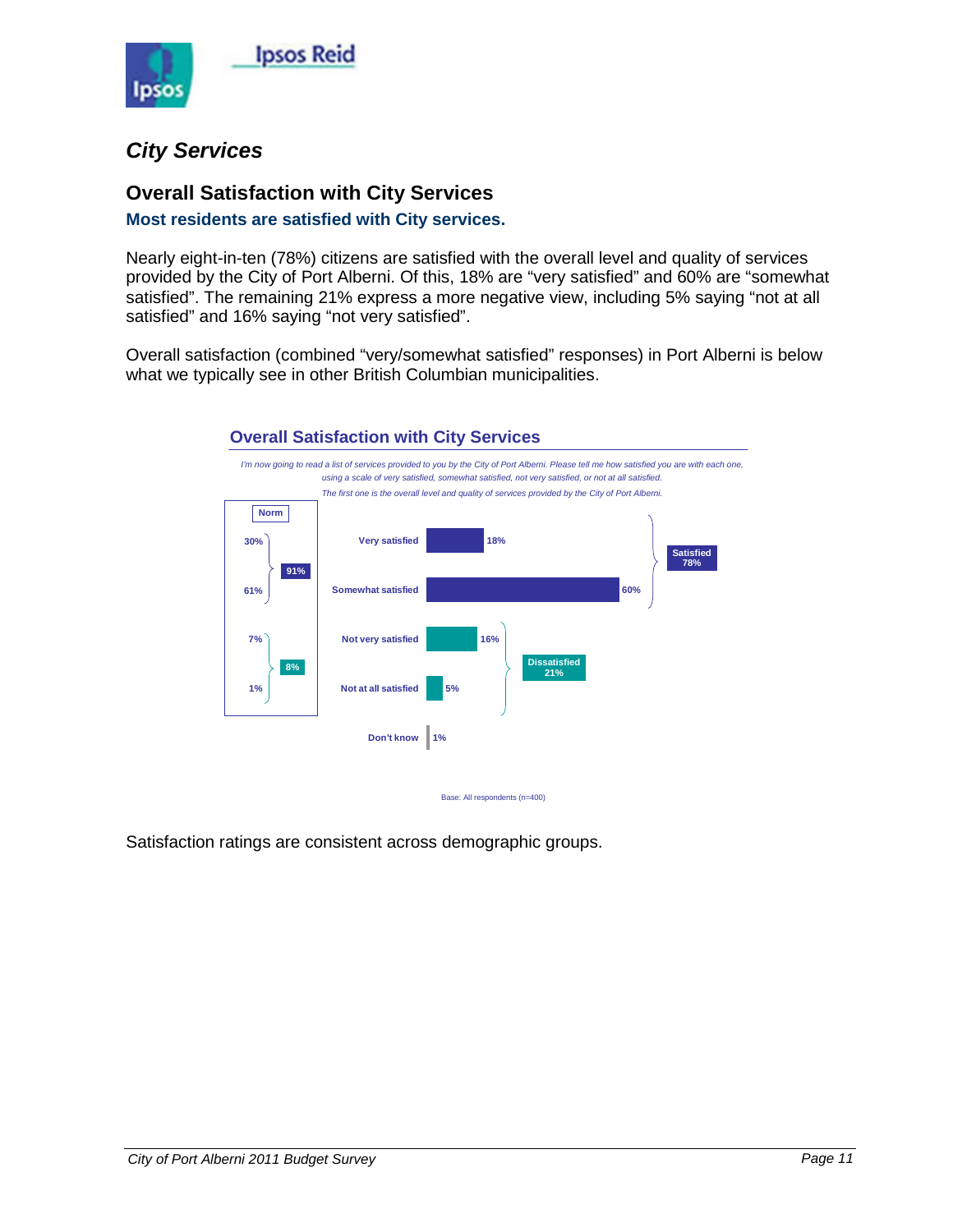# City Services

## Overall Satisfaction with City Services

### Most residents are satisfied with City services.

Nearly eight-in-ten (78%) citizens are satisfied with the overall level and quality of services provided by the City of Port Alberni. Of this, 18% are "very satisfied" and 60% are "somewhat satisfied". The remaining 21% express a more negative view, including 5% saying "not at all satisfied" and 16% saying "not very satisfied".

Overall satisfaction (combined "very/somewhat satisfied" responses) in Port Alberni is below what we typically see in other British Columbian municipalities.

**Overall Satisfaction with City Services**

*I'm now going to read a list of services provided to you by the City of Port Alberni. Please tell me how satisfied you are with each one, using a scale of very satisfied, somewhat satisfied, not very satisfied, or not at all satisfied.*

*The first one is the overall level and quality of services provided by the City of Port Alberni.*

| Response | Port Alberni | Norm |
|---|---|---|
| Very satisfied | 18% | 30% |
| Somewhat satisfied | 60% | 61% |
| **Satisfied (total)** | **78%** | **91%** |
| Not very satisfied | 16% | 7% |
| Not at all satisfied | 5% | 1% |
| **Dissatisfied (total)** | **21%** | **8%** |
| Don't know | 1% | |

Base: All respondents (n=400)

Satisfaction ratings are consistent across demographic groups.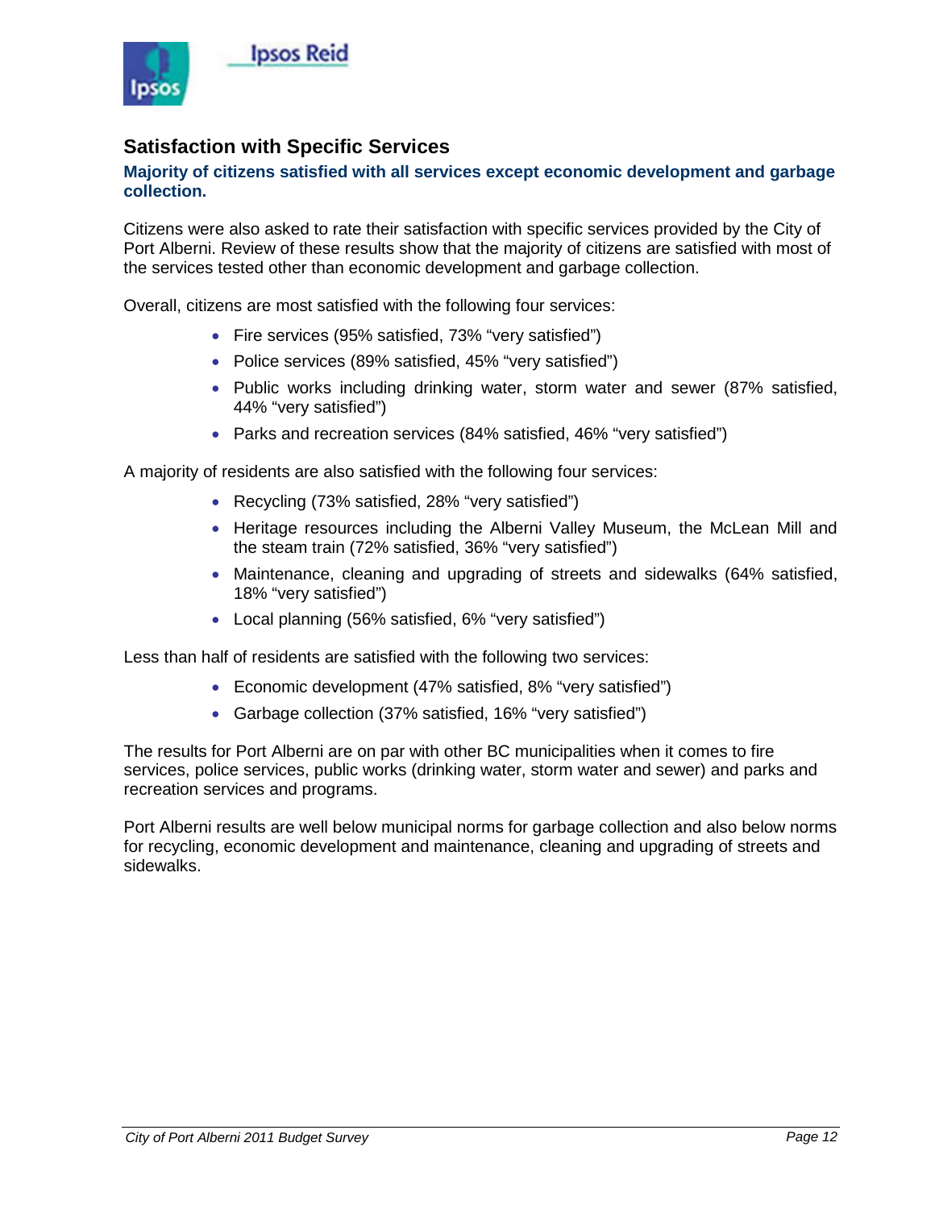## Satisfaction with Specific Services

**Majority of citizens satisfied with all services except economic development and garbage collection.**

Citizens were also asked to rate their satisfaction with specific services provided by the City of Port Alberni. Review of these results show that the majority of citizens are satisfied with most of the services tested other than economic development and garbage collection.

Overall, citizens are most satisfied with the following four services:

- Fire services (95% satisfied, 73% "very satisfied")
- Police services (89% satisfied, 45% "very satisfied")
- Public works including drinking water, storm water and sewer (87% satisfied, 44% "very satisfied")
- Parks and recreation services (84% satisfied, 46% "very satisfied")

A majority of residents are also satisfied with the following four services:

- Recycling (73% satisfied, 28% "very satisfied")
- Heritage resources including the Alberni Valley Museum, the McLean Mill and the steam train (72% satisfied, 36% "very satisfied")
- Maintenance, cleaning and upgrading of streets and sidewalks (64% satisfied, 18% "very satisfied")
- Local planning (56% satisfied, 6% "very satisfied")

Less than half of residents are satisfied with the following two services:

- Economic development (47% satisfied, 8% "very satisfied")
- Garbage collection (37% satisfied, 16% "very satisfied")

The results for Port Alberni are on par with other BC municipalities when it comes to fire services, police services, public works (drinking water, storm water and sewer) and parks and recreation services and programs.

Port Alberni results are well below municipal norms for garbage collection and also below norms for recycling, economic development and maintenance, cleaning and upgrading of streets and sidewalks.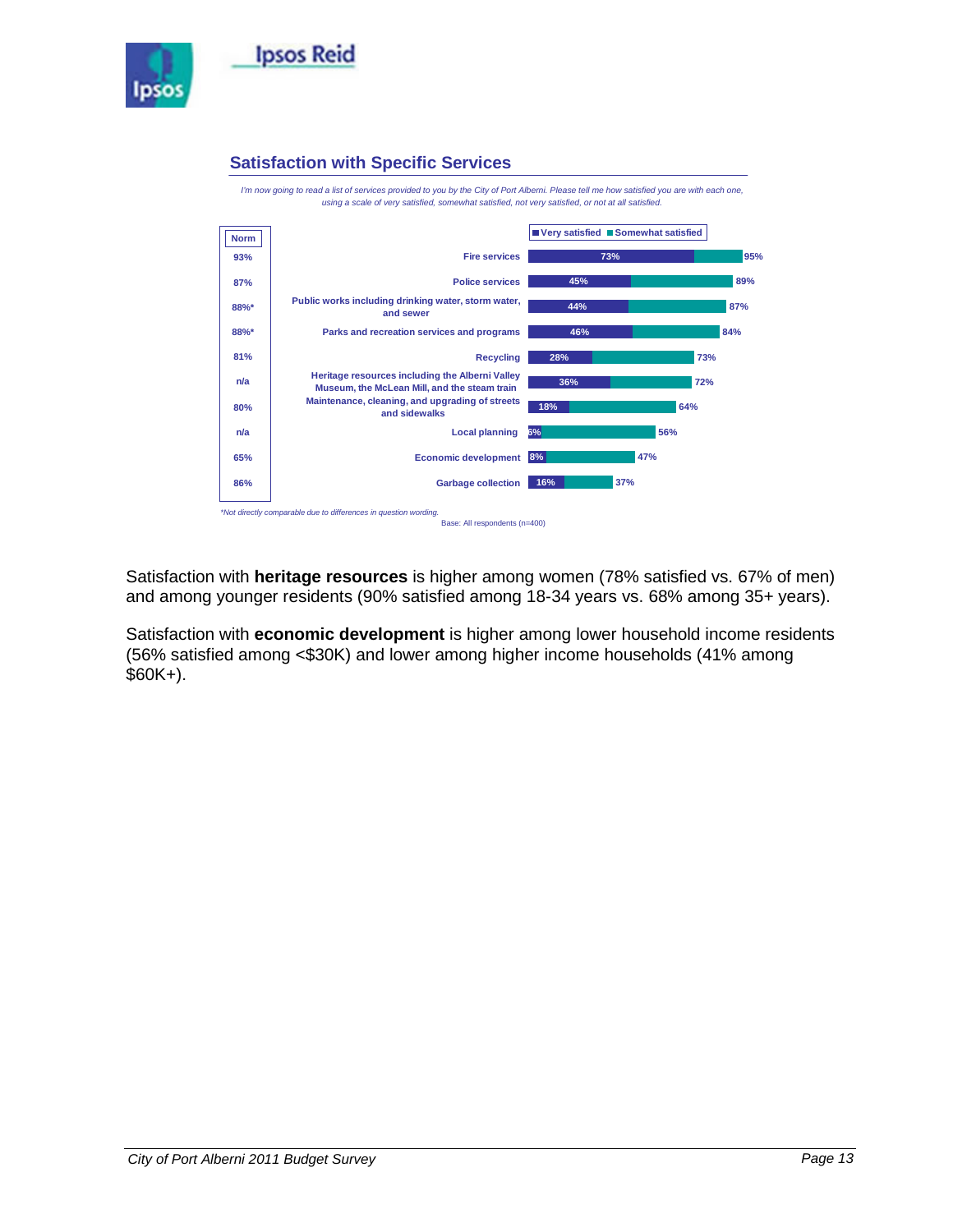## Satisfaction with Specific Services

*I'm now going to read a list of services provided to you by the City of Port Alberni. Please tell me how satisfied you are with each one, using a scale of very satisfied, somewhat satisfied, not very satisfied, or not at all satisfied.*

| Norm | Service | Very satisfied | Total satisfied (Very + Somewhat) |
|---|---|---|---|
| 93% | Fire services | 73% | 95% |
| 87% | Police services | 45% | 89% |
| 88%* | Public works including drinking water, storm water, and sewer | 44% | 87% |
| 88%* | Parks and recreation services and programs | 46% | 84% |
| 81% | Recycling | 28% | 73% |
| n/a | Heritage resources including the Alberni Valley Museum, the McLean Mill, and the steam train | 36% | 72% |
| 80% | Maintenance, cleaning, and upgrading of streets and sidewalks | 18% | 64% |
| n/a | Local planning | 6% | 56% |
| 65% | Economic development | 8% | 47% |
| 86% | Garbage collection | 16% | 37% |

*\*Not directly comparable due to differences in question wording.*

Base: All respondents (n=400)

Satisfaction with **heritage resources** is higher among women (78% satisfied vs. 67% of men) and among younger residents (90% satisfied among 18-34 years vs. 68% among 35+ years).

Satisfaction with **economic development** is higher among lower household income residents (56% satisfied among <$30K) and lower among higher income households (41% among $60K+).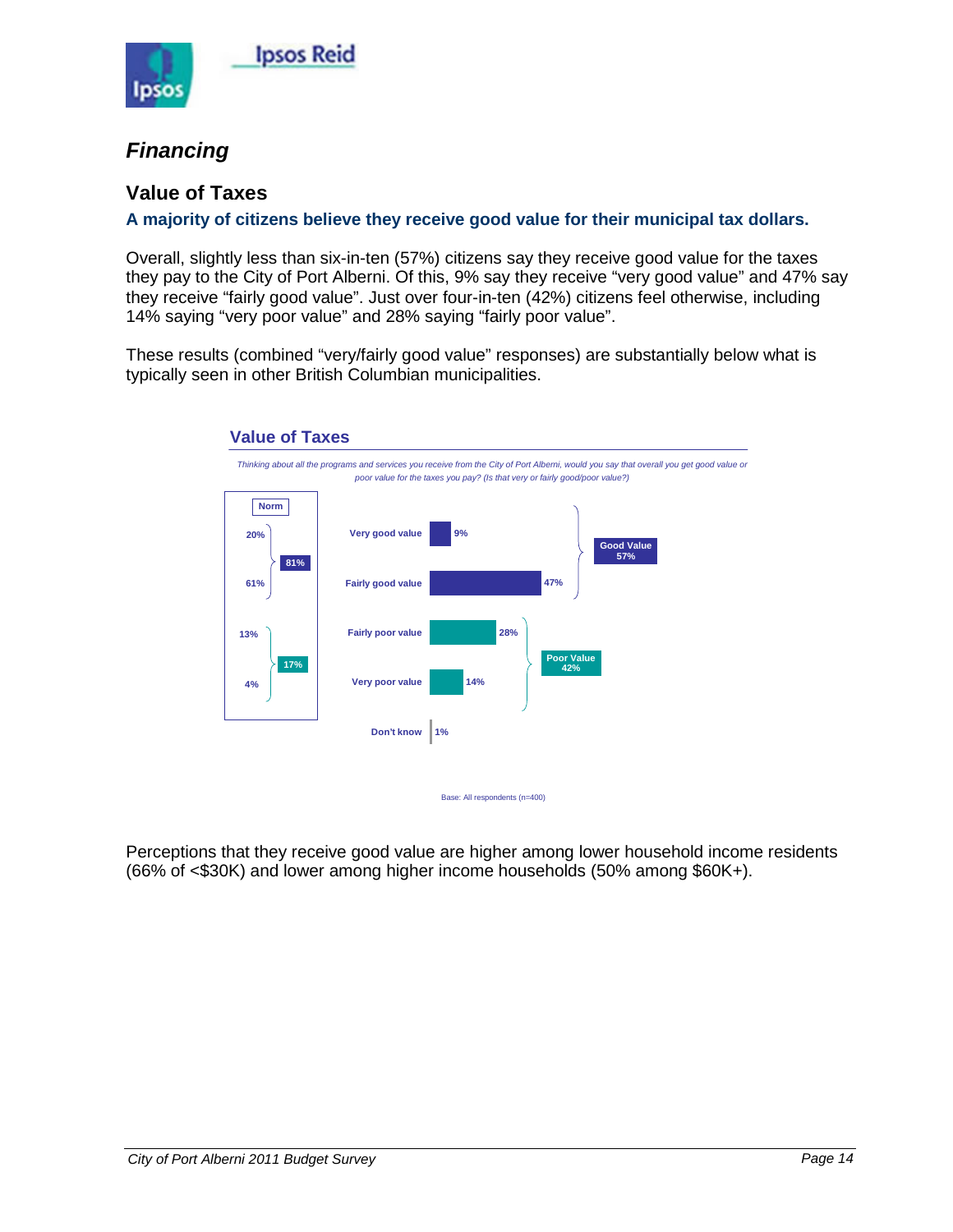## Financing

### Value of Taxes

**A majority of citizens believe they receive good value for their municipal tax dollars.**

Overall, slightly less than six-in-ten (57%) citizens say they receive good value for the taxes they pay to the City of Port Alberni. Of this, 9% say they receive "very good value" and 47% say they receive "fairly good value". Just over four-in-ten (42%) citizens feel otherwise, including 14% saying "very poor value" and 28% saying "fairly poor value".

These results (combined "very/fairly good value" responses) are substantially below what is typically seen in other British Columbian municipalities.

**Value of Taxes**

*Thinking about all the programs and services you receive from the City of Port Alberni, would you say that overall you get good value or poor value for the taxes you pay? (Is that very or fairly good/poor value?)*

| | Norm | | Port Alberni | |
|---|---|---|---|---|
| Very good value | 20% | 81% | 9% | Good Value 57% |
| Fairly good value | 61% | | 47% | |
| Fairly poor value | 13% | 17% | 28% | Poor Value 42% |
| Very poor value | 4% | | 14% | |
| Don't know | | | 1% | |

Base: All respondents (n=400)

Perceptions that they receive good value are higher among lower household income residents (66% of <$30K) and lower among higher income households (50% among $60K+).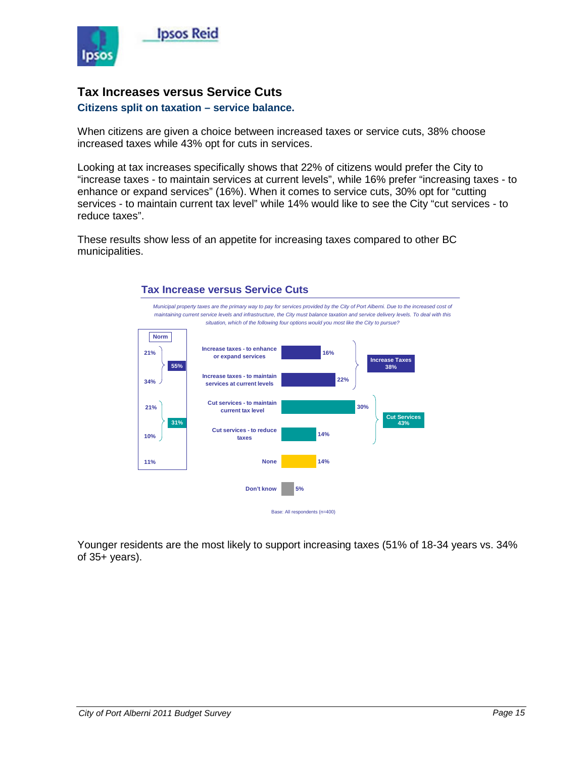## Tax Increases versus Service Cuts

### Citizens split on taxation – service balance.

When citizens are given a choice between increased taxes or service cuts, 38% choose increased taxes while 43% opt for cuts in services.

Looking at tax increases specifically shows that 22% of citizens would prefer the City to "increase taxes - to maintain services at current levels", while 16% prefer "increasing taxes - to enhance or expand services" (16%). When it comes to service cuts, 30% opt for "cutting services - to maintain current tax level" while 14% would like to see the City "cut services - to reduce taxes".

These results show less of an appetite for increasing taxes compared to other BC municipalities.

### Tax Increase versus Service Cuts

*Municipal property taxes are the primary way to pay for services provided by the City of Port Alberni. Due to the increased cost of maintaining current service levels and infrastructure, the City must balance taxation and service delivery levels. To deal with this situation, which of the following four options would you most like the City to pursue?*

| Option | Result | Norm |
|---|---|---|
| Increase taxes - to enhance or expand services | 16% | 21% |
| Increase taxes - to maintain services at current levels | 22% | 34% |
| **Increase Taxes (net)** | **38%** | **55%** |
| Cut services - to maintain current tax level | 30% | 21% |
| Cut services - to reduce taxes | 14% | 10% |
| **Cut Services (net)** | **43%** | **31%** |
| None | 14% | 11% |
| Don't know | 5% | |

Base: All respondents (n=400)

Younger residents are the most likely to support increasing taxes (51% of 18-34 years vs. 34% of 35+ years).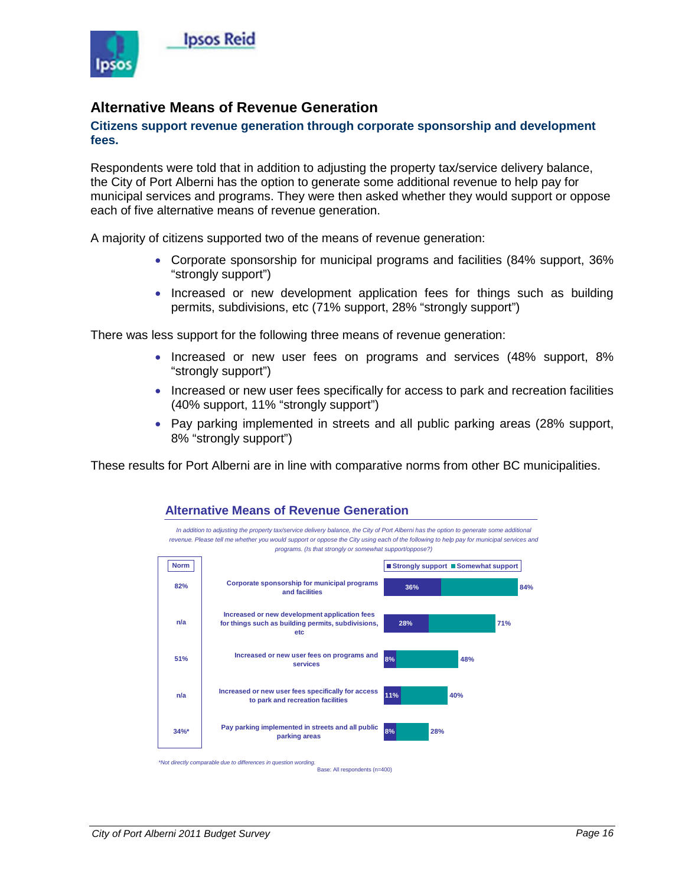## Alternative Means of Revenue Generation

**Citizens support revenue generation through corporate sponsorship and development fees.**

Respondents were told that in addition to adjusting the property tax/service delivery balance, the City of Port Alberni has the option to generate some additional revenue to help pay for municipal services and programs. They were then asked whether they would support or oppose each of five alternative means of revenue generation.

A majority of citizens supported two of the means of revenue generation:

- Corporate sponsorship for municipal programs and facilities (84% support, 36% "strongly support")
- Increased or new development application fees for things such as building permits, subdivisions, etc (71% support, 28% "strongly support")

There was less support for the following three means of revenue generation:

- Increased or new user fees on programs and services (48% support, 8% "strongly support")
- Increased or new user fees specifically for access to park and recreation facilities (40% support, 11% "strongly support")
- Pay parking implemented in streets and all public parking areas (28% support, 8% "strongly support")

These results for Port Alberni are in line with comparative norms from other BC municipalities.

### Alternative Means of Revenue Generation

*In addition to adjusting the property tax/service delivery balance, the City of Port Alberni has the option to generate some additional revenue. Please tell me whether you would support or oppose the City using each of the following to help pay for municipal services and programs. (Is that strongly or somewhat support/oppose?)*

| Norm | | Strongly support | Total support (Strongly + Somewhat) |
|---|---|---|---|
| 82% | Corporate sponsorship for municipal programs and facilities | 36% | 84% |
| n/a | Increased or new development application fees for things such as building permits, subdivisions, etc | 28% | 71% |
| 51% | Increased or new user fees on programs and services | 8% | 48% |
| n/a | Increased or new user fees specifically for access to park and recreation facilities | 11% | 40% |
| 34%* | Pay parking implemented in streets and all public parking areas | 8% | 28% |

*\*Not directly comparable due to differences in question wording.*

Base: All respondents (n=400)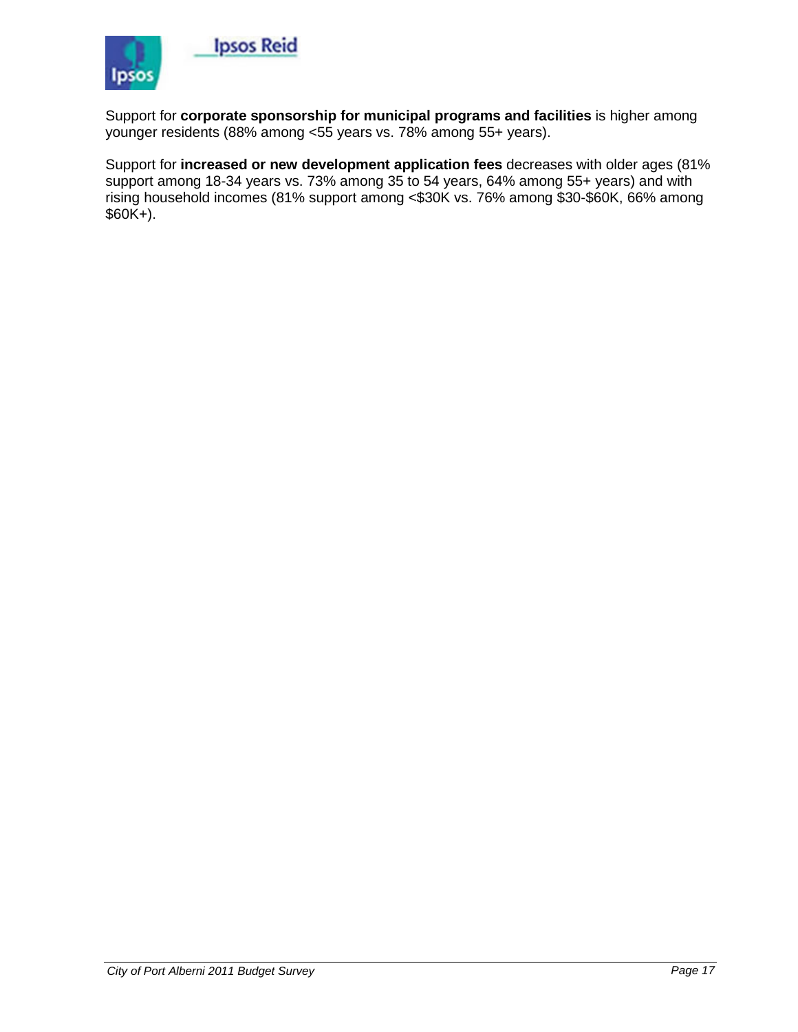Support for **corporate sponsorship for municipal programs and facilities** is higher among younger residents (88% among <55 years vs. 78% among 55+ years).

Support for **increased or new development application fees** decreases with older ages (81% support among 18-34 years vs. 73% among 35 to 54 years, 64% among 55+ years) and with rising household incomes (81% support among <$30K vs. 76% among $30-$60K, 66% among $60K+).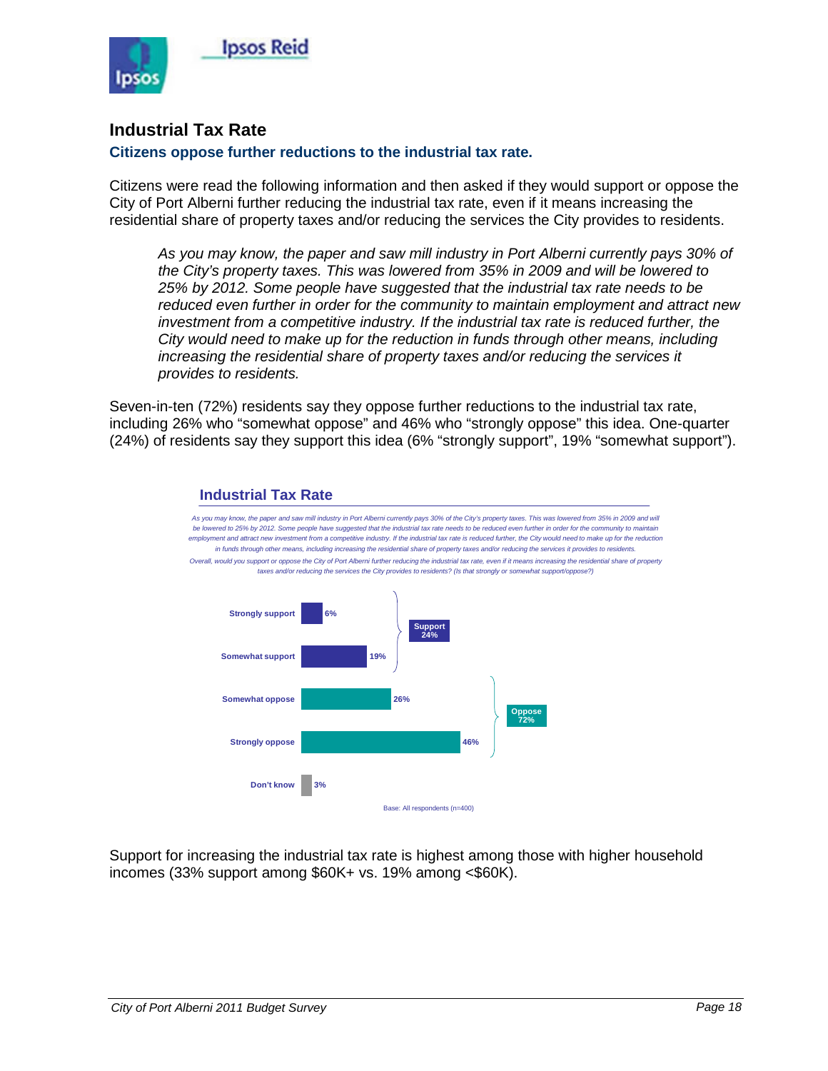## Industrial Tax Rate

**Citizens oppose further reductions to the industrial tax rate.**

Citizens were read the following information and then asked if they would support or oppose the City of Port Alberni further reducing the industrial tax rate, even if it means increasing the residential share of property taxes and/or reducing the services the City provides to residents.

> *As you may know, the paper and saw mill industry in Port Alberni currently pays 30% of the City's property taxes. This was lowered from 35% in 2009 and will be lowered to 25% by 2012. Some people have suggested that the industrial tax rate needs to be reduced even further in order for the community to maintain employment and attract new investment from a competitive industry. If the industrial tax rate is reduced further, the City would need to make up for the reduction in funds through other means, including increasing the residential share of property taxes and/or reducing the services it provides to residents.*

Seven-in-ten (72%) residents say they oppose further reductions to the industrial tax rate, including 26% who "somewhat oppose" and 46% who "strongly oppose" this idea. One-quarter (24%) of residents say they support this idea (6% "strongly support", 19% "somewhat support").

**Industrial Tax Rate**

*As you may know, the paper and saw mill industry in Port Alberni currently pays 30% of the City's property taxes. This was lowered from 35% in 2009 and will be lowered to 25% by 2012. Some people have suggested that the industrial tax rate needs to be reduced even further in order for the community to maintain employment and attract new investment from a competitive industry. If the industrial tax rate is reduced further, the City would need to make up for the reduction in funds through other means, including increasing the residential share of property taxes and/or reducing the services it provides to residents.*

*Overall, would you support or oppose the City of Port Alberni further reducing the industrial tax rate, even if it means increasing the residential share of property taxes and/or reducing the services the City provides to residents? (Is that strongly or somewhat support/oppose?)*

| Response | % | Net |
|---|---|---|
| Strongly support | 6% | Support 24% |
| Somewhat support | 19% | |
| Somewhat oppose | 26% | Oppose 72% |
| Strongly oppose | 46% | |
| Don't know | 3% | |

Base: All respondents (n=400)

Support for increasing the industrial tax rate is highest among those with higher household incomes (33% support among $60K+ vs. 19% among <$60K).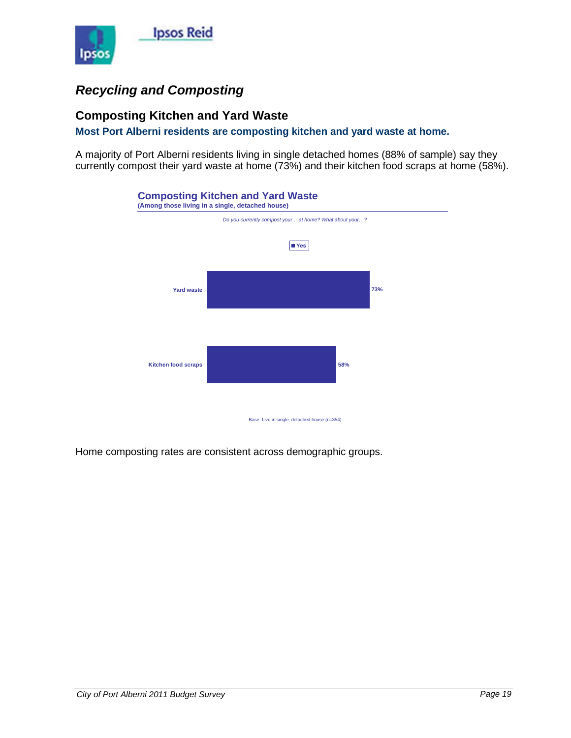# *Recycling and Composting*

## Composting Kitchen and Yard Waste

**Most Port Alberni residents are composting kitchen and yard waste at home.**

A majority of Port Alberni residents living in single detached homes (88% of sample) say they currently compost their yard waste at home (73%) and their kitchen food scraps at home (58%).

**Composting Kitchen and Yard Waste**
**(Among those living in a single, detached house)**

*Do you currently compost your… at home? What about your…?*

| | Yes |
|---|---|
| Yard waste | 73% |
| Kitchen food scraps | 58% |

Base: Live in single, detached house (n=354)

Home composting rates are consistent across demographic groups.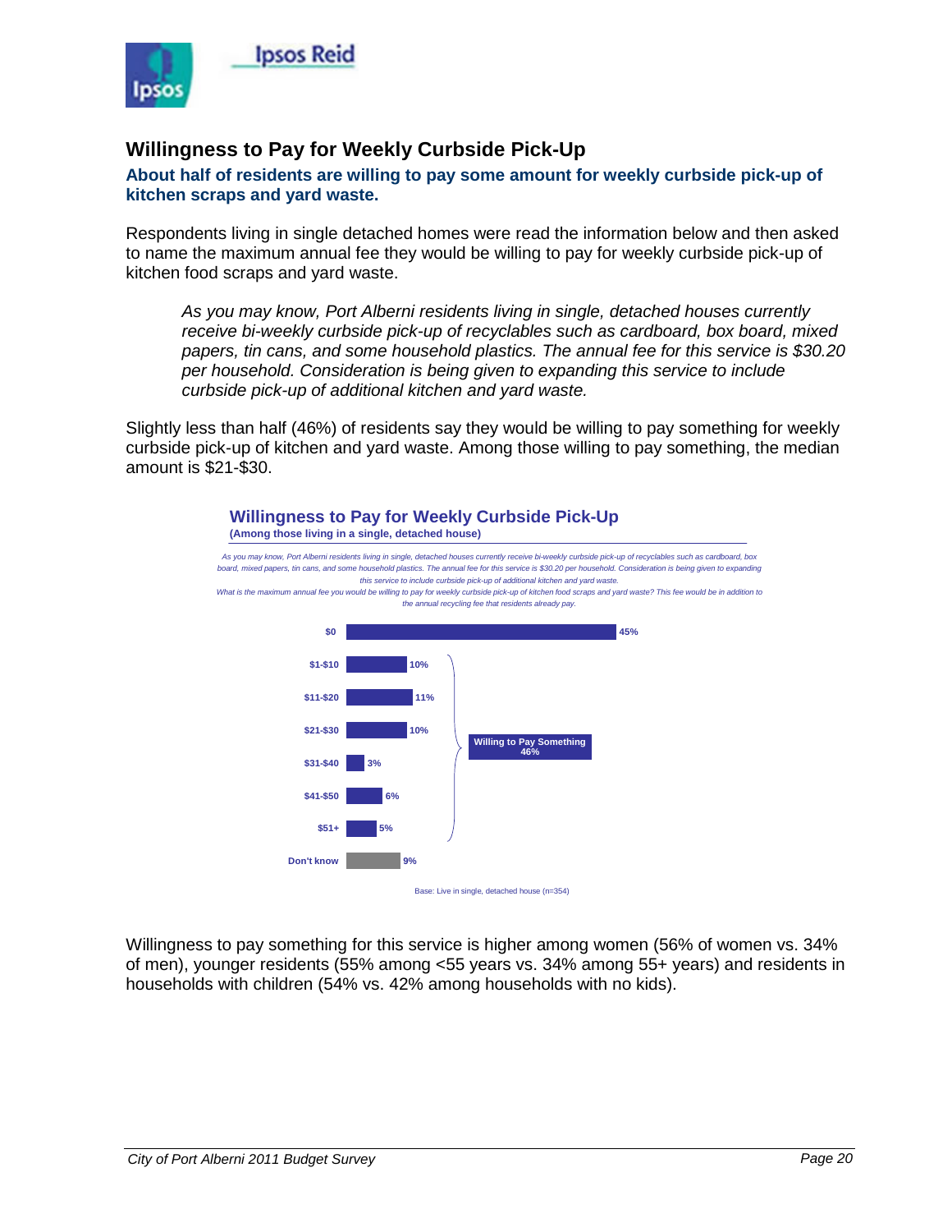## Willingness to Pay for Weekly Curbside Pick-Up

**About half of residents are willing to pay some amount for weekly curbside pick-up of kitchen scraps and yard waste.**

Respondents living in single detached homes were read the information below and then asked to name the maximum annual fee they would be willing to pay for weekly curbside pick-up of kitchen food scraps and yard waste.

> *As you may know, Port Alberni residents living in single, detached houses currently receive bi-weekly curbside pick-up of recyclables such as cardboard, box board, mixed papers, tin cans, and some household plastics. The annual fee for this service is $30.20 per household. Consideration is being given to expanding this service to include curbside pick-up of additional kitchen and yard waste.*

Slightly less than half (46%) of residents say they would be willing to pay something for weekly curbside pick-up of kitchen and yard waste. Among those willing to pay something, the median amount is $21-$30.

**Willingness to Pay for Weekly Curbside Pick-Up**
**(Among those living in a single, detached house)**

*As you may know, Port Alberni residents living in single, detached houses currently receive bi-weekly curbside pick-up of recyclables such as cardboard, box board, mixed papers, tin cans, and some household plastics. The annual fee for this service is $30.20 per household. Consideration is being given to expanding this service to include curbside pick-up of additional kitchen and yard waste.*
*What is the maximum annual fee you would be willing to pay for weekly curbside pick-up of kitchen food scraps and yard waste? This fee would be in addition to the annual recycling fee that residents already pay.*

| Amount | % |
|---|---|
| $0 | 45% |
| $1-$10 | 10% |
| $11-$20 | 11% |
| $21-$30 | 10% |
| $31-$40 | 3% |
| $41-$50 | 6% |
| $51+ | 5% |
| Don't know | 9% |

Willing to Pay Something ($1-$10 through $51+): 46%

Base: Live in single, detached house (n=354)

Willingness to pay something for this service is higher among women (56% of women vs. 34% of men), younger residents (55% among <55 years vs. 34% among 55+ years) and residents in households with children (54% vs. 42% among households with no kids).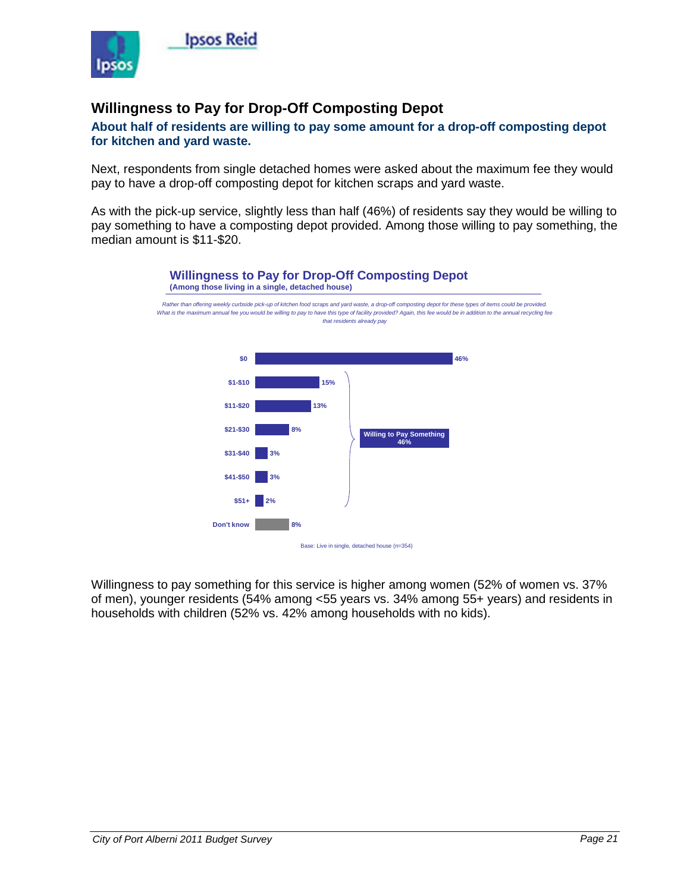## Willingness to Pay for Drop-Off Composting Depot

**About half of residents are willing to pay some amount for a drop-off composting depot for kitchen and yard waste.**

Next, respondents from single detached homes were asked about the maximum fee they would pay to have a drop-off composting depot for kitchen scraps and yard waste.

As with the pick-up service, slightly less than half (46%) of residents say they would be willing to pay something to have a composting depot provided. Among those willing to pay something, the median amount is $11-$20.

**Willingness to Pay for Drop-Off Composting Depot**
**(Among those living in a single, detached house)**

*Rather than offering weekly curbside pick-up of kitchen food scraps and yard waste, a drop-off composting depot for these types of items could be provided. What is the maximum annual fee you would be willing to pay to have this type of facility provided? Again, this fee would be in addition to the annual recycling fee that residents already pay*

| Amount | % |
|---|---|
| $0 | 46% |
| $1-$10 | 15% |
| $11-$20 | 13% |
| $21-$30 | 8% |
| $31-$40 | 3% |
| $41-$50 | 3% |
| $51+ | 2% |
| Don't know | 8% |

Willing to Pay Something ($1-$10 through $51+): 46%

Base: Live in single, detached house (n=354)

Willingness to pay something for this service is higher among women (52% of women vs. 37% of men), younger residents (54% among <55 years vs. 34% among 55+ years) and residents in households with children (52% vs. 42% among households with no kids).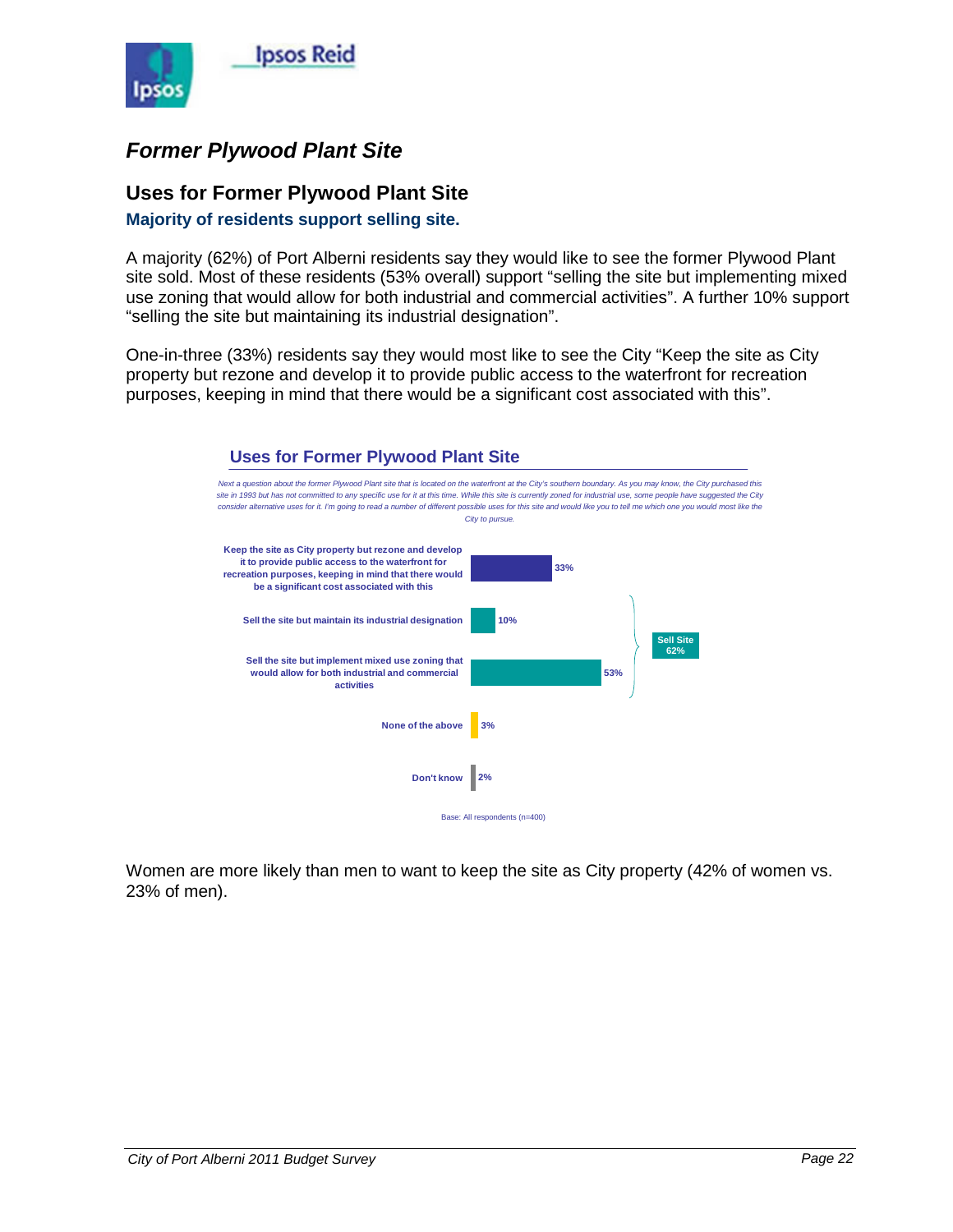# *Former Plywood Plant Site*

## Uses for Former Plywood Plant Site

**Majority of residents support selling site.**

A majority (62%) of Port Alberni residents say they would like to see the former Plywood Plant site sold. Most of these residents (53% overall) support "selling the site but implementing mixed use zoning that would allow for both industrial and commercial activities". A further 10% support "selling the site but maintaining its industrial designation".

One-in-three (33%) residents say they would most like to see the City "Keep the site as City property but rezone and develop it to provide public access to the waterfront for recreation purposes, keeping in mind that there would be a significant cost associated with this".

### Uses for Former Plywood Plant Site

*Next a question about the former Plywood Plant site that is located on the waterfront at the City's southern boundary. As you may know, the City purchased this site in 1993 but has not committed to any specific use for it at this time. While this site is currently zoned for industrial use, some people have suggested the City consider alternative uses for it. I'm going to read a number of different possible uses for this site and would like you to tell me which one you would most like the City to pursue.*

| Use | % |
|---|---|
| Keep the site as City property but rezone and develop it to provide public access to the waterfront for recreation purposes, keeping in mind that there would be a significant cost associated with this | 33% |
| Sell the site but maintain its industrial designation | 10% |
| Sell the site but implement mixed use zoning that would allow for both industrial and commercial activities | 53% |
| **Sell Site** | **62%** |
| None of the above | 3% |
| Don't know | 2% |

Base: All respondents (n=400)

Women are more likely than men to want to keep the site as City property (42% of women vs. 23% of men).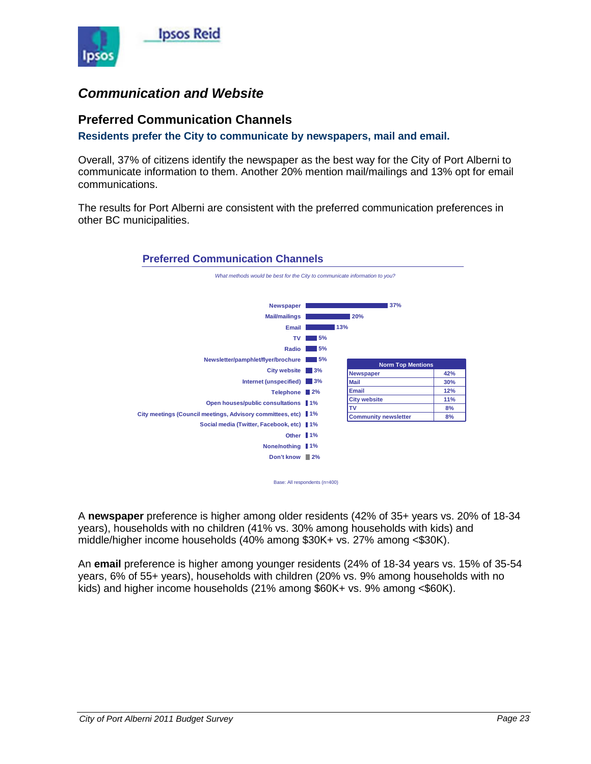## Communication and Website

### Preferred Communication Channels

**Residents prefer the City to communicate by newspapers, mail and email.**

Overall, 37% of citizens identify the newspaper as the best way for the City of Port Alberni to communicate information to them. Another 20% mention mail/mailings and 13% opt for email communications.

The results for Port Alberni are consistent with the preferred communication preferences in other BC municipalities.

**Preferred Communication Channels**

*What methods would be best for the City to communicate information to you?*

| Channel | % |
|---|---|
| Newspaper | 37% |
| Mail/mailings | 20% |
| Email | 13% |
| TV | 5% |
| Radio | 5% |
| Newsletter/pamphlet/flyer/brochure | 5% |
| City website | 3% |
| Internet (unspecified) | 3% |
| Telephone | 2% |
| Open houses/public consultations | 1% |
| City meetings (Council meetings, Advisory committees, etc) | 1% |
| Social media (Twitter, Facebook, etc) | 1% |
| Other | 1% |
| None/nothing | 1% |
| Don't know | 2% |

| Norm Top Mentions | |
|---|---|
| Newspaper | 42% |
| Mail | 30% |
| Email | 12% |
| City website | 11% |
| TV | 8% |
| Community newsletter | 8% |

Base: All respondents (n=400)

A **newspaper** preference is higher among older residents (42% of 35+ years vs. 20% of 18-34 years), households with no children (41% vs. 30% among households with kids) and middle/higher income households (40% among $30K+ vs. 27% among <$30K).

An **email** preference is higher among younger residents (24% of 18-34 years vs. 15% of 35-54 years, 6% of 55+ years), households with children (20% vs. 9% among households with no kids) and higher income households (21% among $60K+ vs. 9% among <$60K).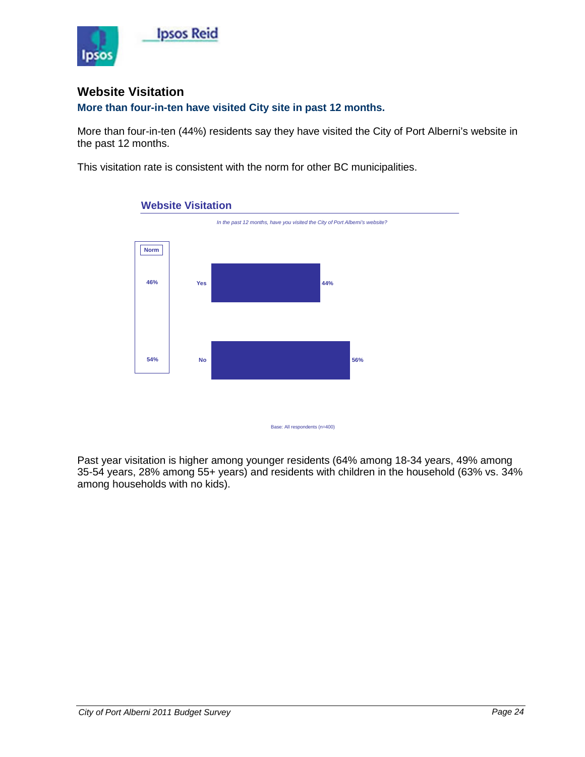## Website Visitation

**More than four-in-ten have visited City site in past 12 months.**

More than four-in-ten (44%) residents say they have visited the City of Port Alberni's website in the past 12 months.

This visitation rate is consistent with the norm for other BC municipalities.

### Website Visitation

*In the past 12 months, have you visited the City of Port Alberni's website?*

| | Norm | Port Alberni |
|---|---|---|
| Yes | 46% | 44% |
| No | 54% | 56% |

Base: All respondents (n=400)

Past year visitation is higher among younger residents (64% among 18-34 years, 49% among 35-54 years, 28% among 55+ years) and residents with children in the household (63% vs. 34% among households with no kids).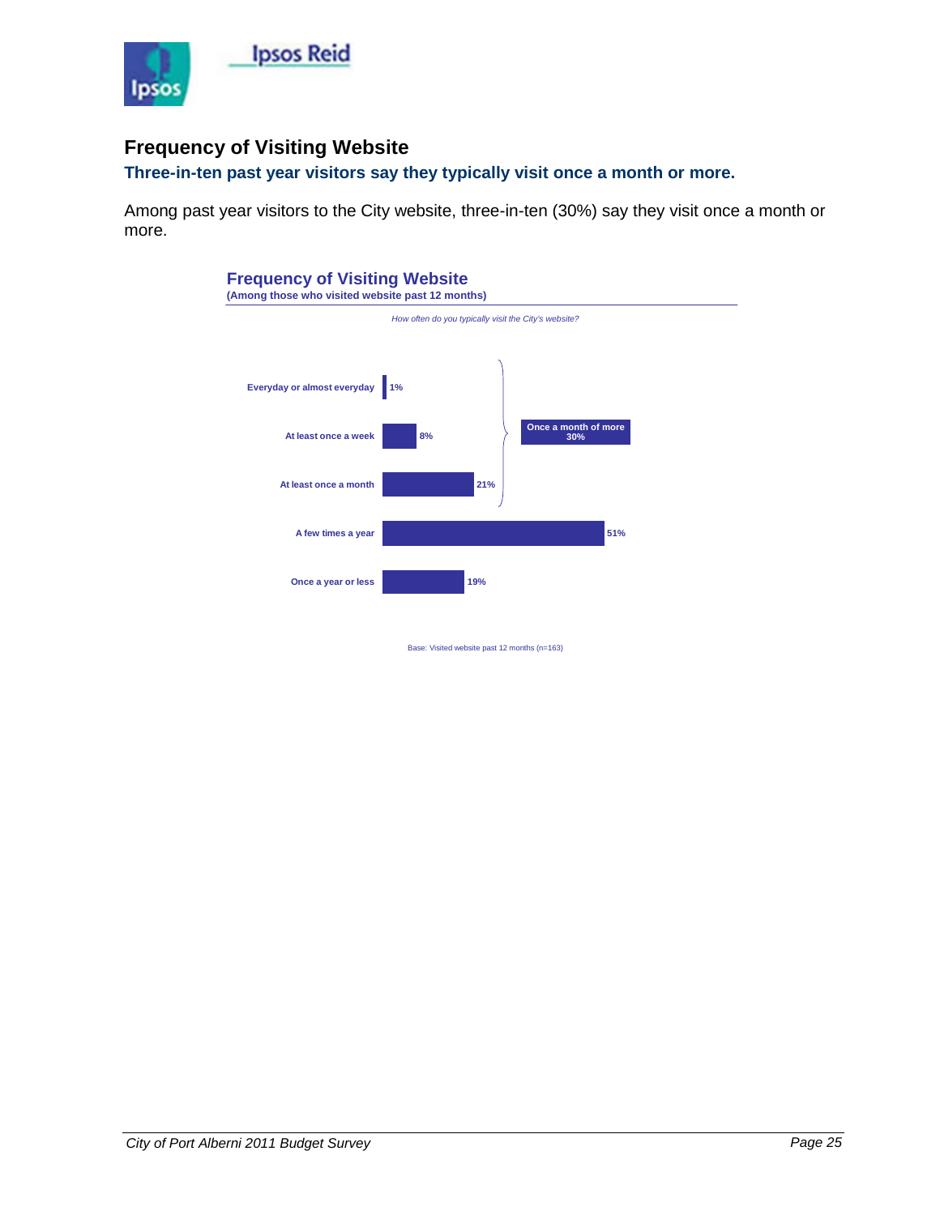## Frequency of Visiting Website

### Three-in-ten past year visitors say they typically visit once a month or more.

Among past year visitors to the City website, three-in-ten (30%) say they visit once a month or more.

**Frequency of Visiting Website**
**(Among those who visited website past 12 months)**

*How often do you typically visit the City's website?*

| Response | % |
|---|---|
| Everyday or almost everyday | 1% |
| At least once a week | 8% |
| At least once a month | 21% |
| A few times a year | 51% |
| Once a year or less | 19% |

Once a month of more: 30%

Base: Visited website past 12 months (n=163)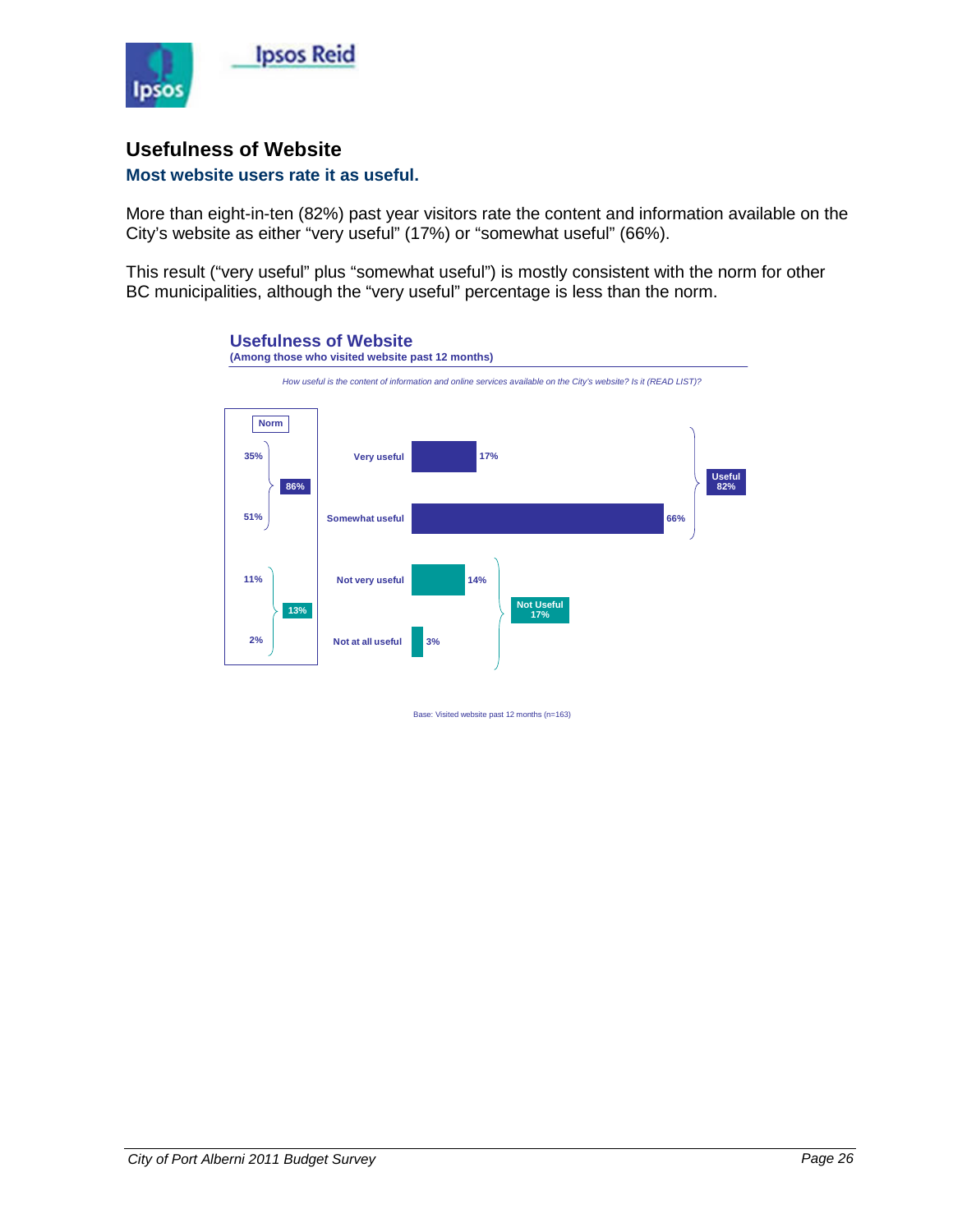## Usefulness of Website

### Most website users rate it as useful.

More than eight-in-ten (82%) past year visitors rate the content and information available on the City's website as either "very useful" (17%) or "somewhat useful" (66%).

This result ("very useful" plus "somewhat useful") is mostly consistent with the norm for other BC municipalities, although the "very useful" percentage is less than the norm.

**Usefulness of Website**
**(Among those who visited website past 12 months)**

*How useful is the content of information and online services available on the City's website? Is it (READ LIST)?*

| Response | Result | Norm |
|---|---|---|
| Very useful | 17% | 35% |
| Somewhat useful | 66% | 51% |
| **Useful** | **82%** | **86%** |
| Not very useful | 14% | 11% |
| Not at all useful | 3% | 2% |
| **Not Useful** | **17%** | **13%** |

Base: Visited website past 12 months (n=163)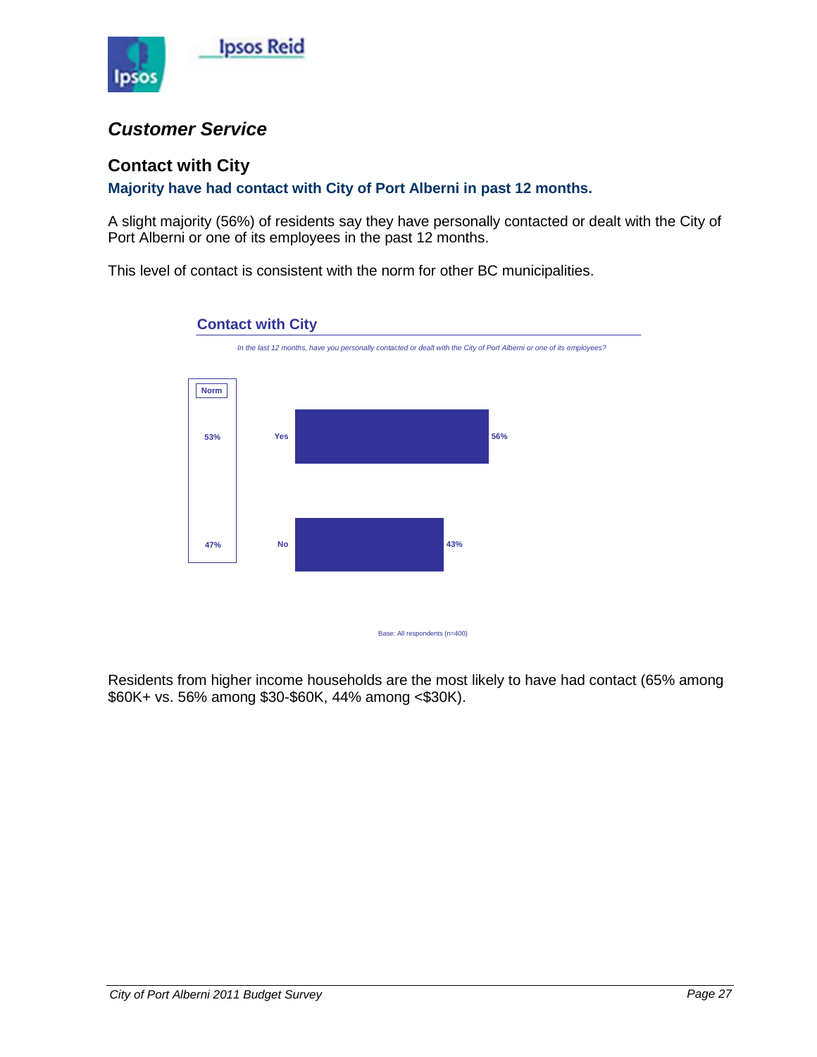## Customer Service

### Contact with City

**Majority have had contact with City of Port Alberni in past 12 months.**

A slight majority (56%) of residents say they have personally contacted or dealt with the City of Port Alberni or one of its employees in the past 12 months.

This level of contact is consistent with the norm for other BC municipalities.

**Contact with City**

*In the last 12 months, have you personally contacted or dealt with the City of Port Alberni or one of its employees?*

| | Norm | 2011 |
|---|---|---|
| Yes | 53% | 56% |
| No | 47% | 43% |

Base: All respondents (n=400)

Residents from higher income households are the most likely to have had contact (65% among $60K+ vs. 56% among $30-$60K, 44% among <$30K).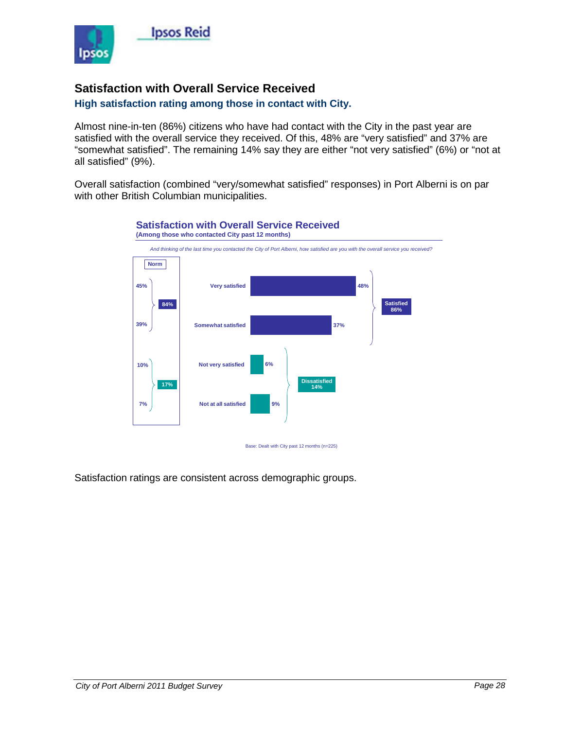## Satisfaction with Overall Service Received

### High satisfaction rating among those in contact with City.

Almost nine-in-ten (86%) citizens who have had contact with the City in the past year are satisfied with the overall service they received. Of this, 48% are "very satisfied" and 37% are "somewhat satisfied". The remaining 14% say they are either "not very satisfied" (6%) or "not at all satisfied" (9%).

Overall satisfaction (combined "very/somewhat satisfied" responses) in Port Alberni is on par with other British Columbian municipalities.

**Satisfaction with Overall Service Received**
**(Among those who contacted City past 12 months)**

*And thinking of the last time you contacted the City of Port Alberni, how satisfied are you with the overall service you received?*

| Norm | | Response | Port Alberni | |
|---|---|---|---|---|
| 45% | 84% | Very satisfied | 48% | Satisfied 86% |
| 39% | | Somewhat satisfied | 37% | |
| 10% | 17% | Not very satisfied | 6% | Dissatisfied 14% |
| 7% | | Not at all satisfied | 9% | |

Base: Dealt with City past 12 months (n=225)

Satisfaction ratings are consistent across demographic groups.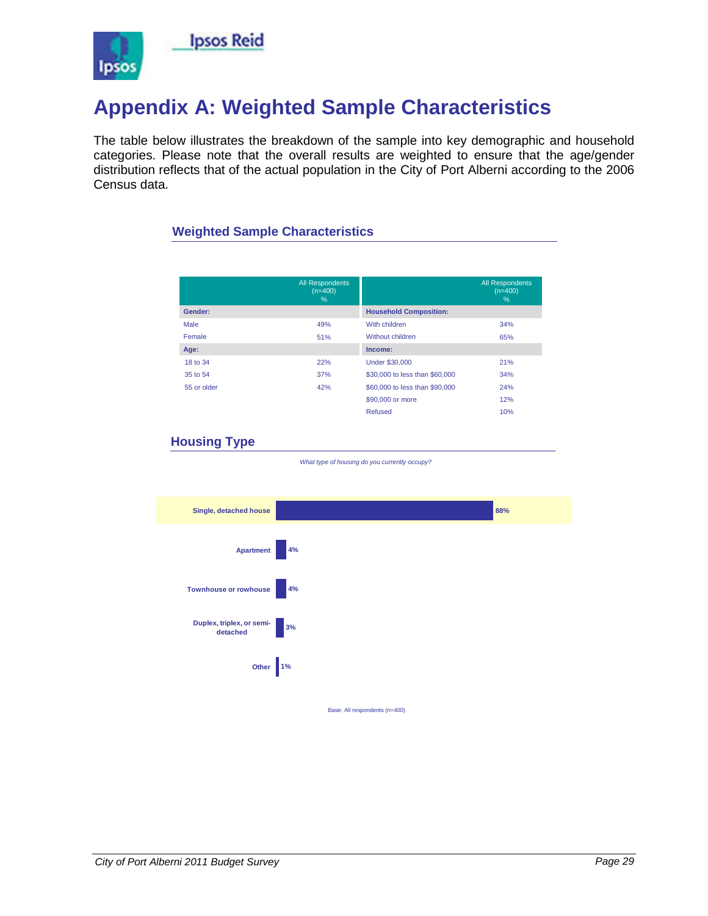# Appendix A: Weighted Sample Characteristics

The table below illustrates the breakdown of the sample into key demographic and household categories. Please note that the overall results are weighted to ensure that the age/gender distribution reflects that of the actual population in the City of Port Alberni according to the 2006 Census data.

## Weighted Sample Characteristics

| | All Respondents (n=400) % | | All Respondents (n=400) % |
|---|---|---|---|
| **Gender:** | | **Household Composition:** | |
| Male | 49% | With children | 34% |
| Female | 51% | Without children | 65% |
| **Age:** | | **Income:** | |
| 18 to 34 | 22% | Under $30,000 | 21% |
| 35 to 54 | 37% | $30,000 to less than $60,000 | 34% |
| 55 or older | 42% | $60,000 to less than $90,000 | 24% |
| | | $90,000 or more | 12% |
| | | Refused | 10% |

## Housing Type

*What type of housing do you currently occupy?*

| Housing type | % |
|---|---|
| Single, detached house | 88% |
| Apartment | 4% |
| Townhouse or rowhouse | 4% |
| Duplex, triplex, or semi-detached | 3% |
| Other | 1% |

Base: All respondents (n=400)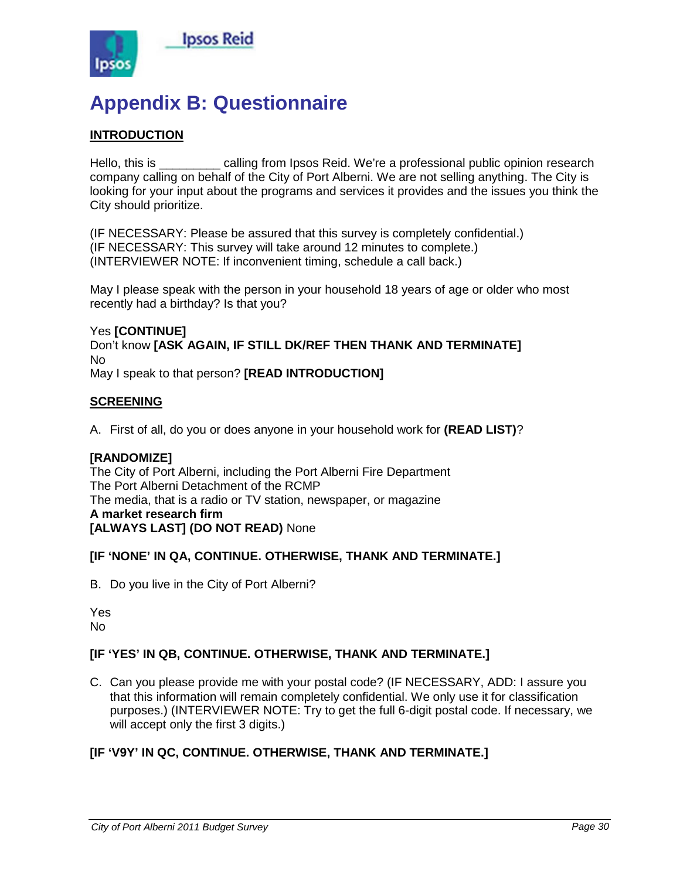# Appendix B: Questionnaire

**INTRODUCTION**

Hello, this is _________ calling from Ipsos Reid. We're a professional public opinion research company calling on behalf of the City of Port Alberni. We are not selling anything. The City is looking for your input about the programs and services it provides and the issues you think the City should prioritize.

(IF NECESSARY: Please be assured that this survey is completely confidential.)
(IF NECESSARY: This survey will take around 12 minutes to complete.)
(INTERVIEWER NOTE: If inconvenient timing, schedule a call back.)

May I please speak with the person in your household 18 years of age or older who most recently had a birthday? Is that you?

Yes **[CONTINUE]**
Don't know **[ASK AGAIN, IF STILL DK/REF THEN THANK AND TERMINATE]**
No
May I speak to that person? **[READ INTRODUCTION]**

**SCREENING**

A. First of all, do you or does anyone in your household work for **(READ LIST)**?

**[RANDOMIZE]**
The City of Port Alberni, including the Port Alberni Fire Department
The Port Alberni Detachment of the RCMP
The media, that is a radio or TV station, newspaper, or magazine
**A market research firm**
**[ALWAYS LAST] (DO NOT READ)** None

**[IF 'NONE' IN QA, CONTINUE. OTHERWISE, THANK AND TERMINATE.]**

B. Do you live in the City of Port Alberni?

Yes
No

**[IF 'YES' IN QB, CONTINUE. OTHERWISE, THANK AND TERMINATE.]**

C. Can you please provide me with your postal code? (IF NECESSARY, ADD: I assure you that this information will remain completely confidential. We only use it for classification purposes.) (INTERVIEWER NOTE: Try to get the full 6-digit postal code. If necessary, we will accept only the first 3 digits.)

**[IF 'V9Y' IN QC, CONTINUE. OTHERWISE, THANK AND TERMINATE.]**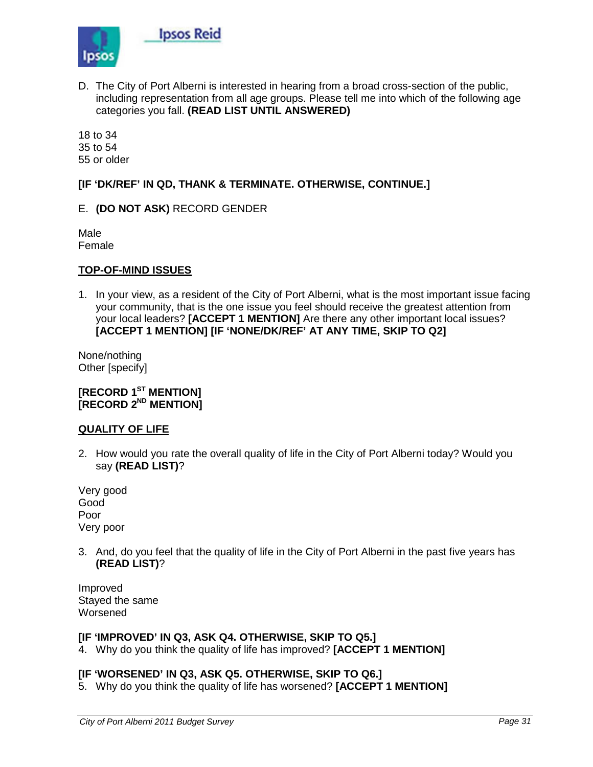D. The City of Port Alberni is interested in hearing from a broad cross-section of the public, including representation from all age groups. Please tell me into which of the following age categories you fall. **(READ LIST UNTIL ANSWERED)**

18 to 34
35 to 54
55 or older

**[IF 'DK/REF' IN QD, THANK & TERMINATE. OTHERWISE, CONTINUE.]**

E. **(DO NOT ASK)** RECORD GENDER

Male
Female

## TOP-OF-MIND ISSUES

1. In your view, as a resident of the City of Port Alberni, what is the most important issue facing your community, that is the one issue you feel should receive the greatest attention from your local leaders? **[ACCEPT 1 MENTION]** Are there any other important local issues? **[ACCEPT 1 MENTION] [IF 'NONE/DK/REF' AT ANY TIME, SKIP TO Q2]**

None/nothing
Other [specify]

**[RECORD 1ST MENTION]**
**[RECORD 2ND MENTION]**

## QUALITY OF LIFE

2. How would you rate the overall quality of life in the City of Port Alberni today? Would you say **(READ LIST)**?

Very good
Good
Poor
Very poor

3. And, do you feel that the quality of life in the City of Port Alberni in the past five years has **(READ LIST)**?

Improved
Stayed the same
Worsened

**[IF 'IMPROVED' IN Q3, ASK Q4. OTHERWISE, SKIP TO Q5.]**

4. Why do you think the quality of life has improved? **[ACCEPT 1 MENTION]**

**[IF 'WORSENED' IN Q3, ASK Q5. OTHERWISE, SKIP TO Q6.]**

5. Why do you think the quality of life has worsened? **[ACCEPT 1 MENTION]**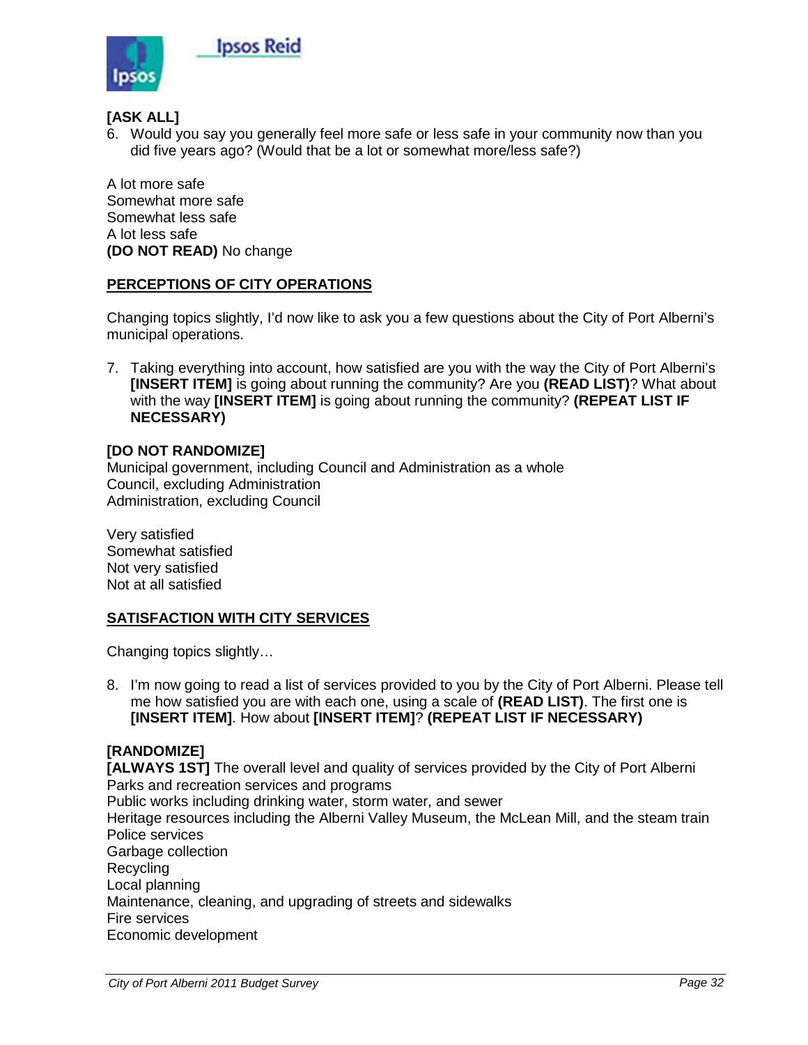**[ASK ALL]**

6. Would you say you generally feel more safe or less safe in your community now than you did five years ago? (Would that be a lot or somewhat more/less safe?)

A lot more safe
Somewhat more safe
Somewhat less safe
A lot less safe
**(DO NOT READ)** No change

**PERCEPTIONS OF CITY OPERATIONS**

Changing topics slightly, I'd now like to ask you a few questions about the City of Port Alberni's municipal operations.

7. Taking everything into account, how satisfied are you with the way the City of Port Alberni's **[INSERT ITEM]** is going about running the community? Are you **(READ LIST)**? What about with the way **[INSERT ITEM]** is going about running the community? **(REPEAT LIST IF NECESSARY)**

**[DO NOT RANDOMIZE]**
Municipal government, including Council and Administration as a whole
Council, excluding Administration
Administration, excluding Council

Very satisfied
Somewhat satisfied
Not very satisfied
Not at all satisfied

**SATISFACTION WITH CITY SERVICES**

Changing topics slightly…

8. I'm now going to read a list of services provided to you by the City of Port Alberni. Please tell me how satisfied you are with each one, using a scale of **(READ LIST)**. The first one is **[INSERT ITEM]**. How about **[INSERT ITEM]**? **(REPEAT LIST IF NECESSARY)**

**[RANDOMIZE]**
**[ALWAYS 1ST]** The overall level and quality of services provided by the City of Port Alberni
Parks and recreation services and programs
Public works including drinking water, storm water, and sewer
Heritage resources including the Alberni Valley Museum, the McLean Mill, and the steam train
Police services
Garbage collection
Recycling
Local planning
Maintenance, cleaning, and upgrading of streets and sidewalks
Fire services
Economic development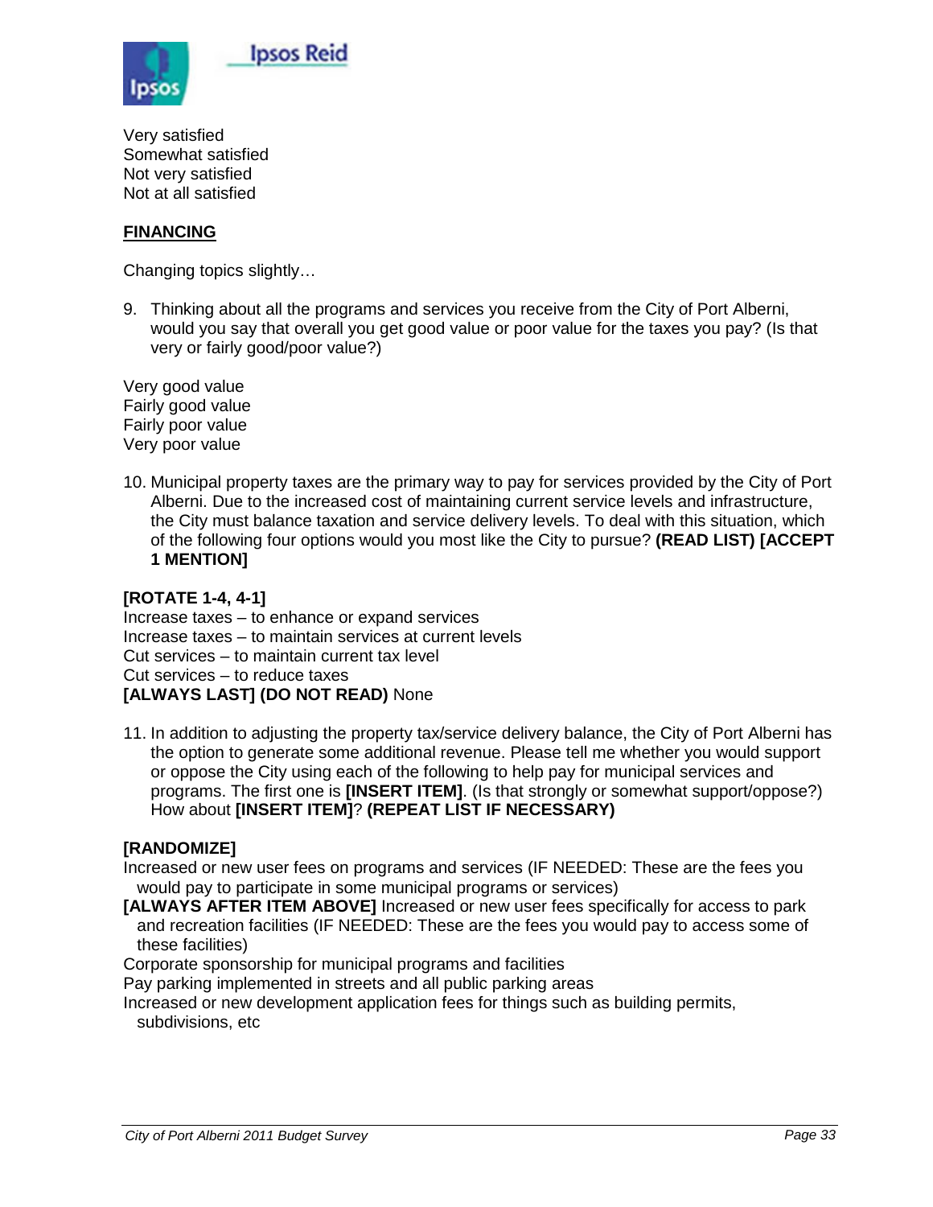Very satisfied
Somewhat satisfied
Not very satisfied
Not at all satisfied

**FINANCING**

Changing topics slightly…

9. Thinking about all the programs and services you receive from the City of Port Alberni, would you say that overall you get good value or poor value for the taxes you pay? (Is that very or fairly good/poor value?)

Very good value
Fairly good value
Fairly poor value
Very poor value

10. Municipal property taxes are the primary way to pay for services provided by the City of Port Alberni. Due to the increased cost of maintaining current service levels and infrastructure, the City must balance taxation and service delivery levels. To deal with this situation, which of the following four options would you most like the City to pursue? **(READ LIST) [ACCEPT 1 MENTION]**

**[ROTATE 1-4, 4-1]**
Increase taxes – to enhance or expand services
Increase taxes – to maintain services at current levels
Cut services – to maintain current tax level
Cut services – to reduce taxes
**[ALWAYS LAST] (DO NOT READ)** None

11. In addition to adjusting the property tax/service delivery balance, the City of Port Alberni has the option to generate some additional revenue. Please tell me whether you would support or oppose the City using each of the following to help pay for municipal services and programs. The first one is **[INSERT ITEM]**. (Is that strongly or somewhat support/oppose?) How about **[INSERT ITEM]**? **(REPEAT LIST IF NECESSARY)**

**[RANDOMIZE]**
Increased or new user fees on programs and services (IF NEEDED: These are the fees you would pay to participate in some municipal programs or services)
**[ALWAYS AFTER ITEM ABOVE]** Increased or new user fees specifically for access to park and recreation facilities (IF NEEDED: These are the fees you would pay to access some of these facilities)
Corporate sponsorship for municipal programs and facilities
Pay parking implemented in streets and all public parking areas
Increased or new development application fees for things such as building permits, subdivisions, etc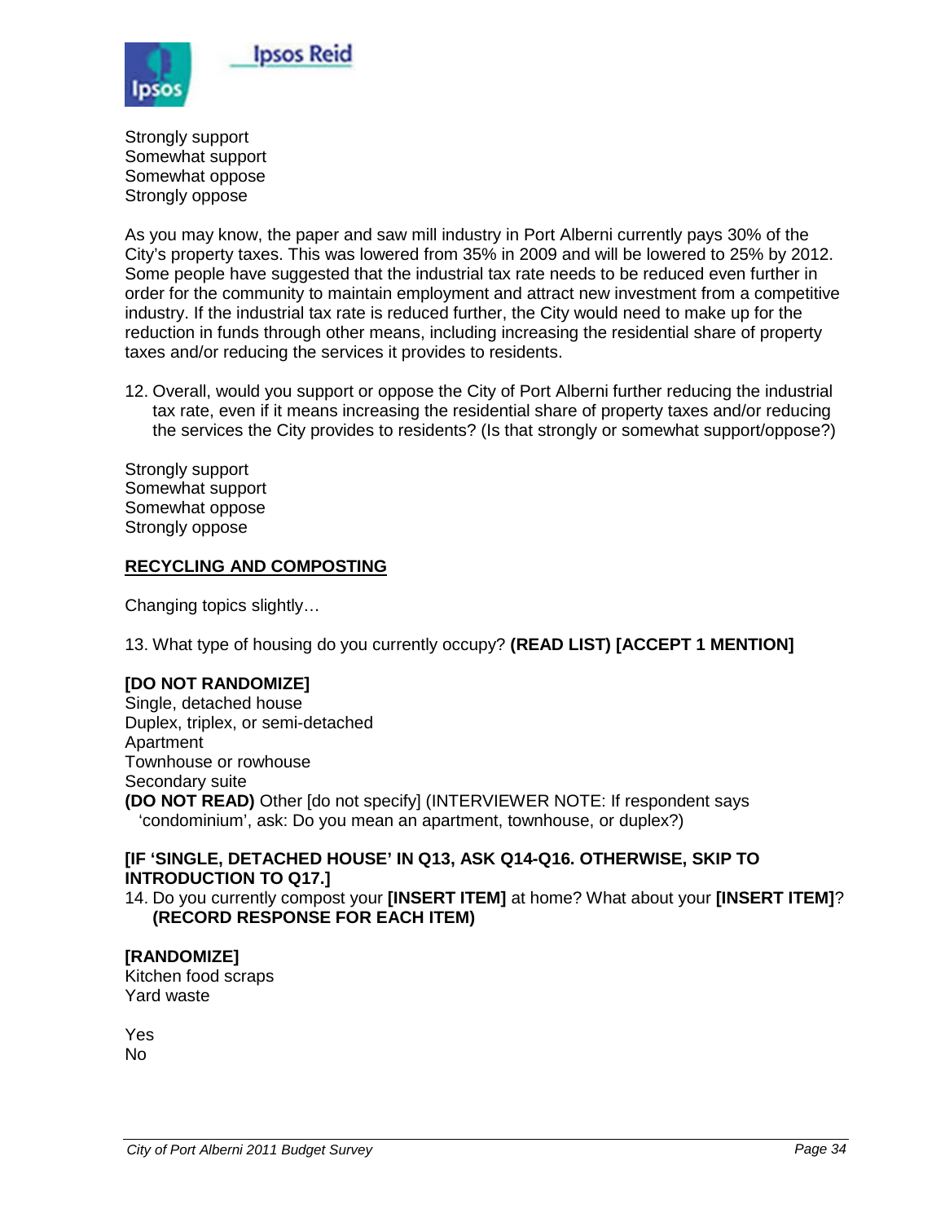Strongly support
Somewhat support
Somewhat oppose
Strongly oppose

As you may know, the paper and saw mill industry in Port Alberni currently pays 30% of the City's property taxes. This was lowered from 35% in 2009 and will be lowered to 25% by 2012. Some people have suggested that the industrial tax rate needs to be reduced even further in order for the community to maintain employment and attract new investment from a competitive industry. If the industrial tax rate is reduced further, the City would need to make up for the reduction in funds through other means, including increasing the residential share of property taxes and/or reducing the services it provides to residents.

12. Overall, would you support or oppose the City of Port Alberni further reducing the industrial tax rate, even if it means increasing the residential share of property taxes and/or reducing the services the City provides to residents? (Is that strongly or somewhat support/oppose?)

Strongly support
Somewhat support
Somewhat oppose
Strongly oppose

**<u>RECYCLING AND COMPOSTING</u>**

Changing topics slightly…

13. What type of housing do you currently occupy? **(READ LIST) [ACCEPT 1 MENTION]**

**[DO NOT RANDOMIZE]**
Single, detached house
Duplex, triplex, or semi-detached
Apartment
Townhouse or rowhouse
Secondary suite
**(DO NOT READ)** Other [do not specify] (INTERVIEWER NOTE: If respondent says 'condominium', ask: Do you mean an apartment, townhouse, or duplex?)

**[IF 'SINGLE, DETACHED HOUSE' IN Q13, ASK Q14-Q16. OTHERWISE, SKIP TO INTRODUCTION TO Q17.]**

14. Do you currently compost your **[INSERT ITEM]** at home? What about your **[INSERT ITEM]**? **(RECORD RESPONSE FOR EACH ITEM)**

**[RANDOMIZE]**
Kitchen food scraps
Yard waste

Yes
No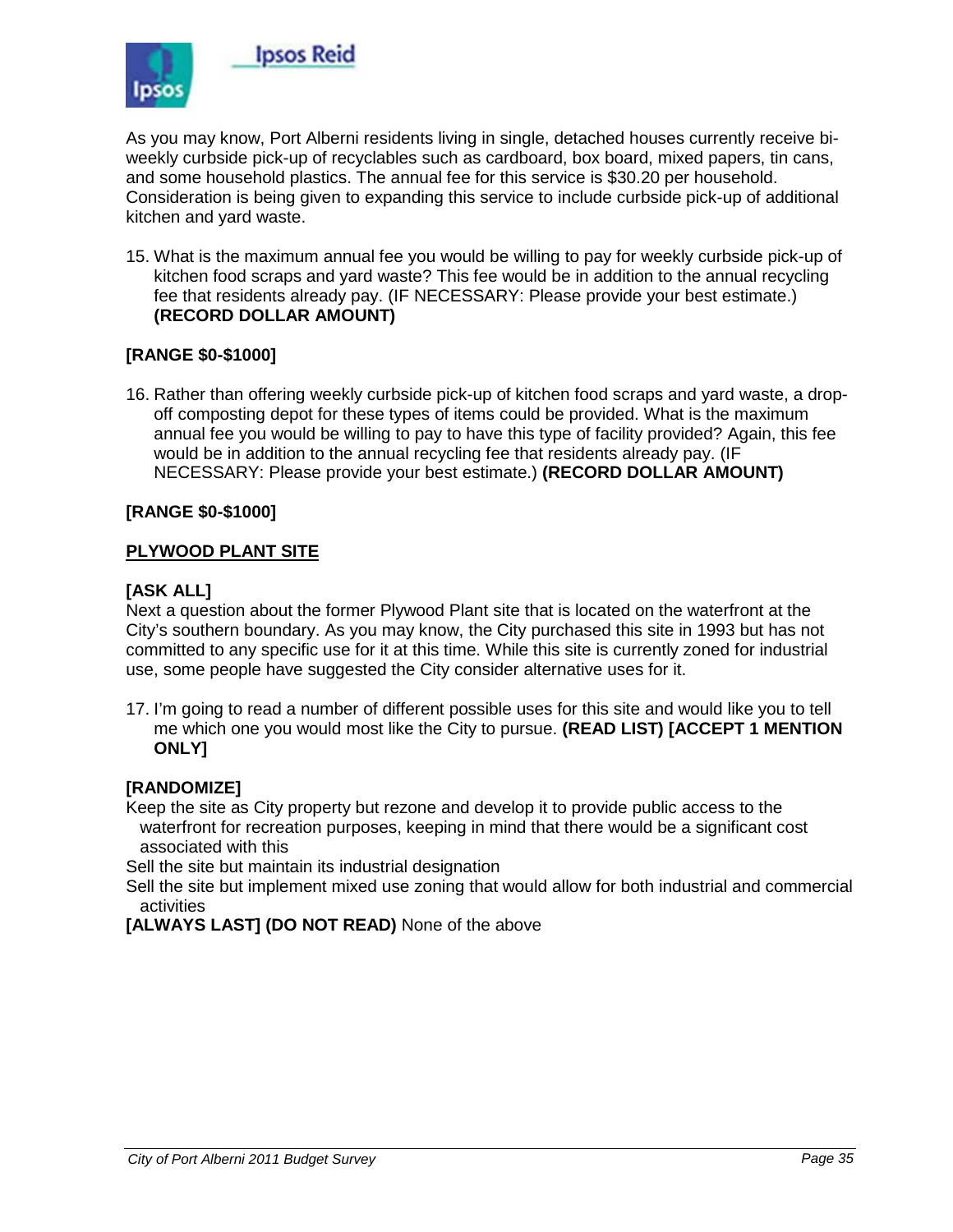As you may know, Port Alberni residents living in single, detached houses currently receive bi-weekly curbside pick-up of recyclables such as cardboard, box board, mixed papers, tin cans, and some household plastics. The annual fee for this service is $30.20 per household. Consideration is being given to expanding this service to include curbside pick-up of additional kitchen and yard waste.

15. What is the maximum annual fee you would be willing to pay for weekly curbside pick-up of kitchen food scraps and yard waste? This fee would be in addition to the annual recycling fee that residents already pay. (IF NECESSARY: Please provide your best estimate.) **(RECORD DOLLAR AMOUNT)**

**[RANGE $0-$1000]**

16. Rather than offering weekly curbside pick-up of kitchen food scraps and yard waste, a drop-off composting depot for these types of items could be provided. What is the maximum annual fee you would be willing to pay to have this type of facility provided? Again, this fee would be in addition to the annual recycling fee that residents already pay. (IF NECESSARY: Please provide your best estimate.) **(RECORD DOLLAR AMOUNT)**

**[RANGE $0-$1000]**

**PLYWOOD PLANT SITE**

**[ASK ALL]**
Next a question about the former Plywood Plant site that is located on the waterfront at the City's southern boundary. As you may know, the City purchased this site in 1993 but has not committed to any specific use for it at this time. While this site is currently zoned for industrial use, some people have suggested the City consider alternative uses for it.

17. I'm going to read a number of different possible uses for this site and would like you to tell me which one you would most like the City to pursue. **(READ LIST) [ACCEPT 1 MENTION ONLY]**

**[RANDOMIZE]**

Keep the site as City property but rezone and develop it to provide public access to the waterfront for recreation purposes, keeping in mind that there would be a significant cost associated with this

Sell the site but maintain its industrial designation

Sell the site but implement mixed use zoning that would allow for both industrial and commercial activities

**[ALWAYS LAST] (DO NOT READ)** None of the above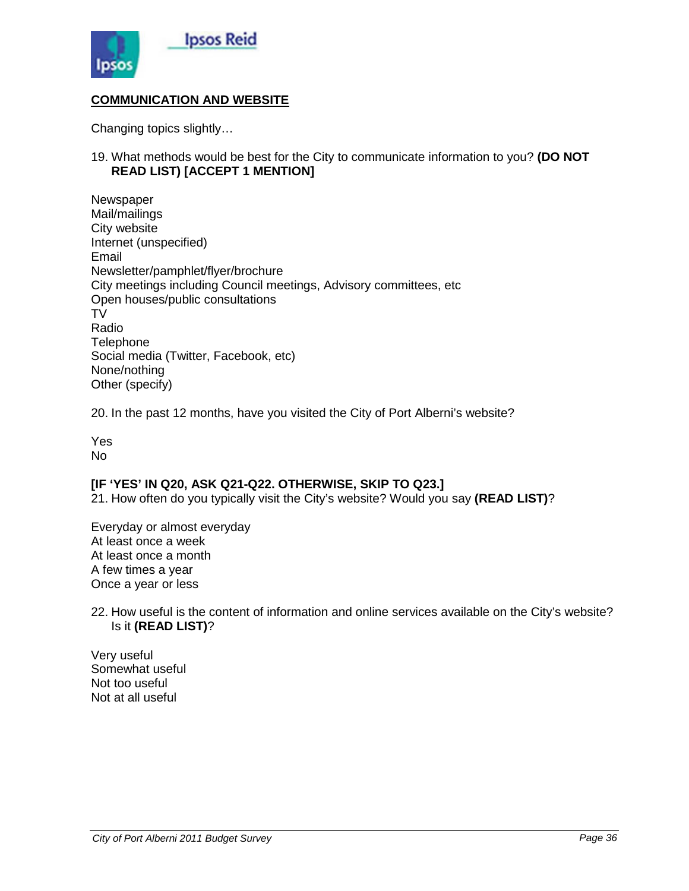## COMMUNICATION AND WEBSITE

Changing topics slightly…

19. What methods would be best for the City to communicate information to you? **(DO NOT READ LIST) [ACCEPT 1 MENTION]**

Newspaper
Mail/mailings
City website
Internet (unspecified)
Email
Newsletter/pamphlet/flyer/brochure
City meetings including Council meetings, Advisory committees, etc
Open houses/public consultations
TV
Radio
Telephone
Social media (Twitter, Facebook, etc)
None/nothing
Other (specify)

20. In the past 12 months, have you visited the City of Port Alberni's website?

Yes
No

**[IF 'YES' IN Q20, ASK Q21-Q22. OTHERWISE, SKIP TO Q23.]**
21. How often do you typically visit the City's website? Would you say **(READ LIST)**?

Everyday or almost everyday
At least once a week
At least once a month
A few times a year
Once a year or less

22. How useful is the content of information and online services available on the City's website? Is it **(READ LIST)**?

Very useful
Somewhat useful
Not too useful
Not at all useful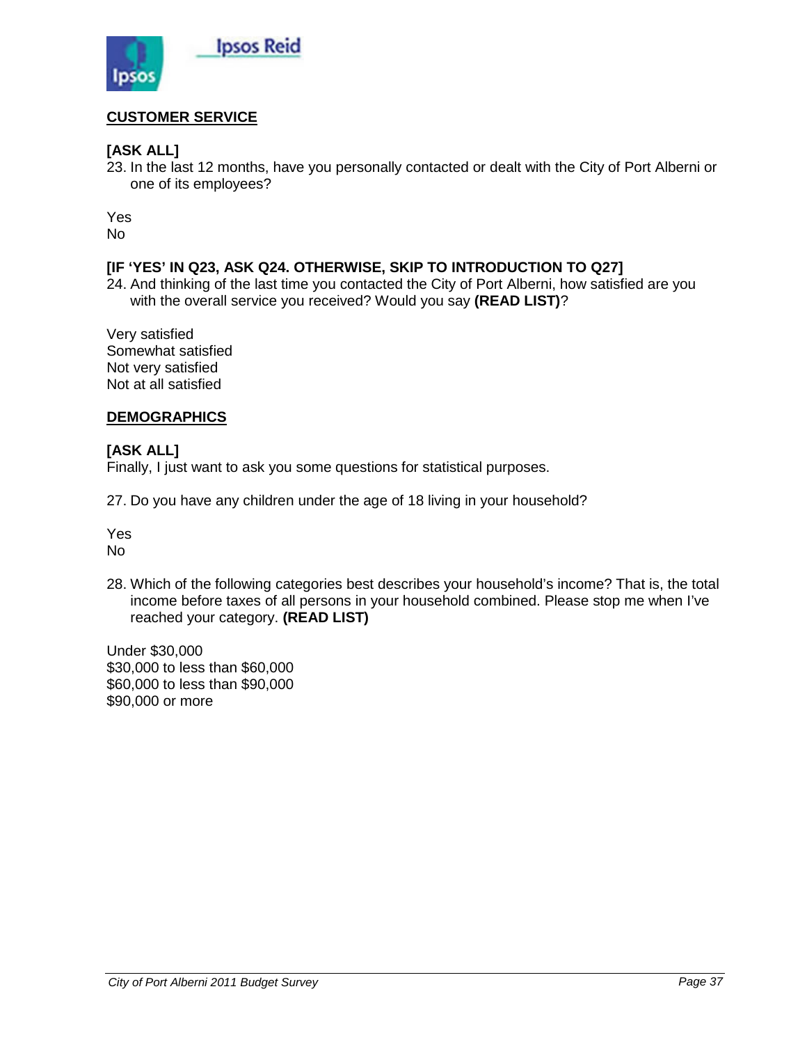## CUSTOMER SERVICE

**[ASK ALL]**

23. In the last 12 months, have you personally contacted or dealt with the City of Port Alberni or one of its employees?

Yes
No

**[IF 'YES' IN Q23, ASK Q24. OTHERWISE, SKIP TO INTRODUCTION TO Q27]**

24. And thinking of the last time you contacted the City of Port Alberni, how satisfied are you with the overall service you received? Would you say **(READ LIST)**?

Very satisfied
Somewhat satisfied
Not very satisfied
Not at all satisfied

## DEMOGRAPHICS

**[ASK ALL]**

Finally, I just want to ask you some questions for statistical purposes.

27. Do you have any children under the age of 18 living in your household?

Yes
No

28. Which of the following categories best describes your household's income? That is, the total income before taxes of all persons in your household combined. Please stop me when I've reached your category. **(READ LIST)**

Under $30,000
$30,000 to less than $60,000
$60,000 to less than $90,000
$90,000 or more